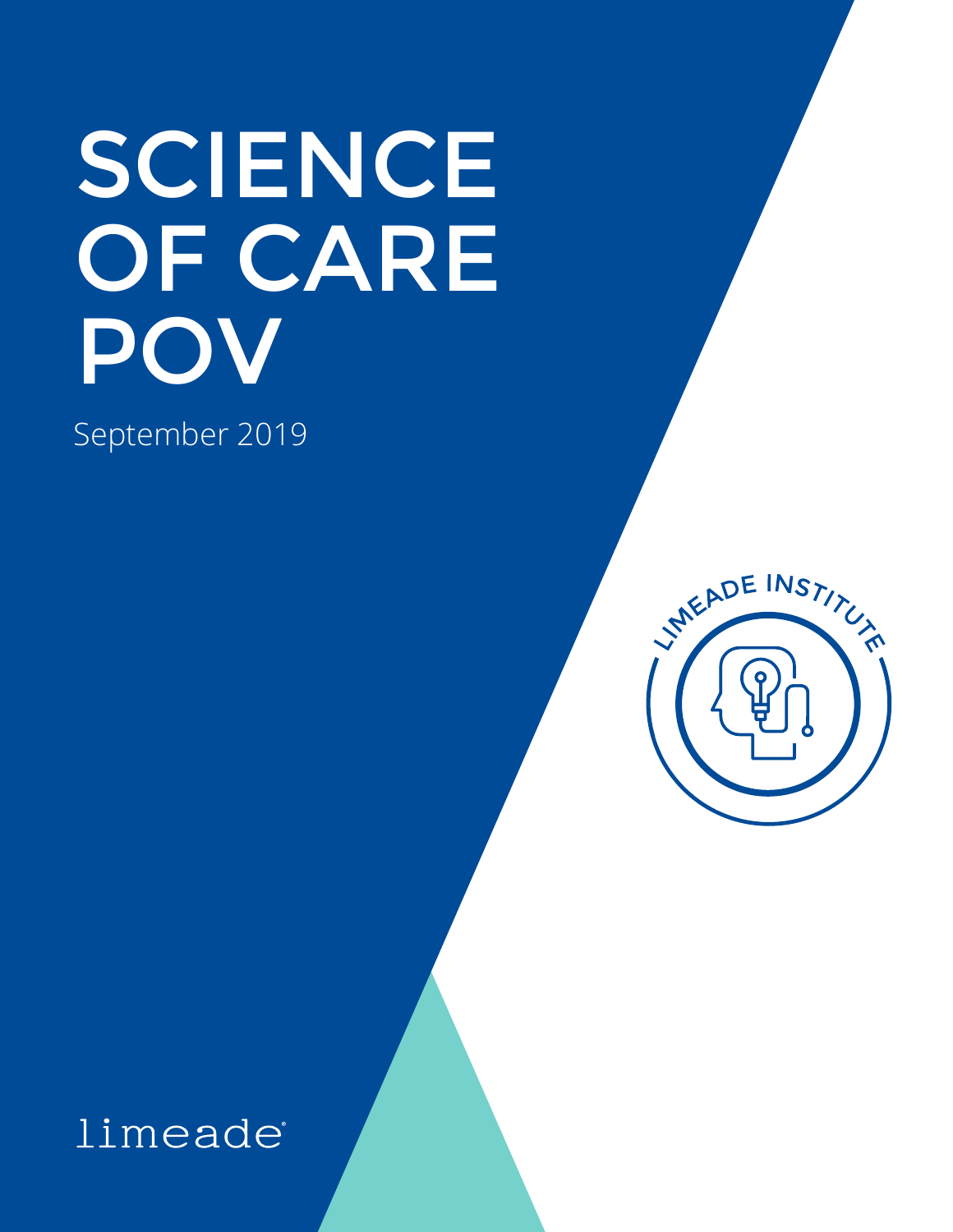# SCIENCE OF CARE POV

September 2019

LIMEADE INSTITUTE

limeade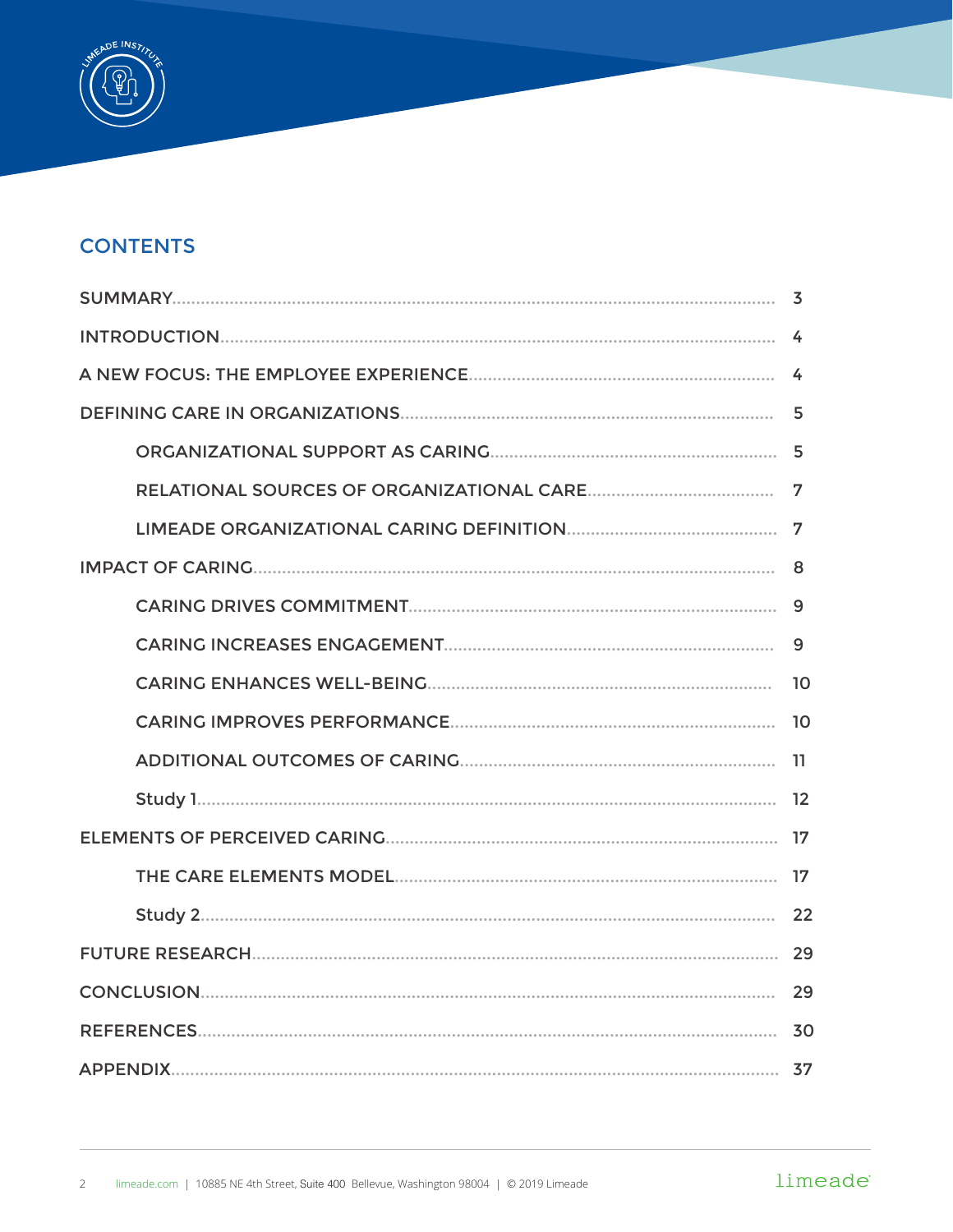## CONTENTS

| | |
|---|---|
| SUMMARY | 3 |
| INTRODUCTION | 4 |
| A NEW FOCUS: THE EMPLOYEE EXPERIENCE | 4 |
| DEFINING CARE IN ORGANIZATIONS | 5 |
| ORGANIZATIONAL SUPPORT AS CARING | 5 |
| RELATIONAL SOURCES OF ORGANIZATIONAL CARE | 7 |
| LIMEADE ORGANIZATIONAL CARING DEFINITION | 7 |
| IMPACT OF CARING | 8 |
| CARING DRIVES COMMITMENT | 9 |
| CARING INCREASES ENGAGEMENT | 9 |
| CARING ENHANCES WELL-BEING | 10 |
| CARING IMPROVES PERFORMANCE | 10 |
| ADDITIONAL OUTCOMES OF CARING | 11 |
| Study 1 | 12 |
| ELEMENTS OF PERCEIVED CARING | 17 |
| THE CARE ELEMENTS MODEL | 17 |
| Study 2 | 22 |
| FUTURE RESEARCH | 29 |
| CONCLUSION | 29 |
| REFERENCES | 30 |
| APPENDIX | 37 |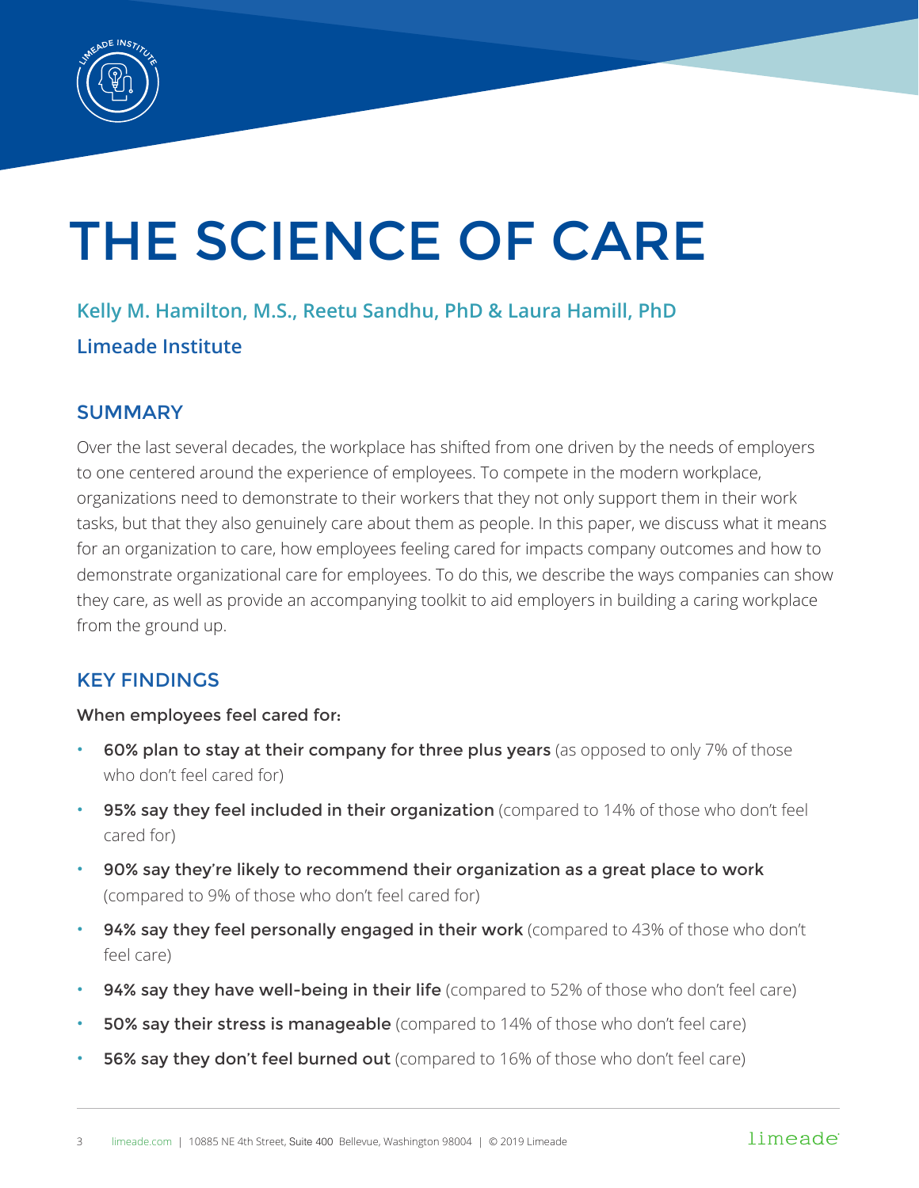# THE SCIENCE OF CARE

**Kelly M. Hamilton, M.S., Reetu Sandhu, PhD & Laura Hamill, PhD**

**Limeade Institute**

## SUMMARY

Over the last several decades, the workplace has shifted from one driven by the needs of employers to one centered around the experience of employees. To compete in the modern workplace, organizations need to demonstrate to their workers that they not only support them in their work tasks, but that they also genuinely care about them as people. In this paper, we discuss what it means for an organization to care, how employees feeling cared for impacts company outcomes and how to demonstrate organizational care for employees. To do this, we describe the ways companies can show they care, as well as provide an accompanying toolkit to aid employers in building a caring workplace from the ground up.

## KEY FINDINGS

When employees feel cared for:

- **60% plan to stay at their company for three plus years** (as opposed to only 7% of those who don't feel cared for)
- **95% say they feel included in their organization** (compared to 14% of those who don't feel cared for)
- **90% say they're likely to recommend their organization as a great place to work** (compared to 9% of those who don't feel cared for)
- **94% say they feel personally engaged in their work** (compared to 43% of those who don't feel care)
- **94% say they have well-being in their life** (compared to 52% of those who don't feel care)
- **50% say their stress is manageable** (compared to 14% of those who don't feel care)
- **56% say they don't feel burned out** (compared to 16% of those who don't feel care)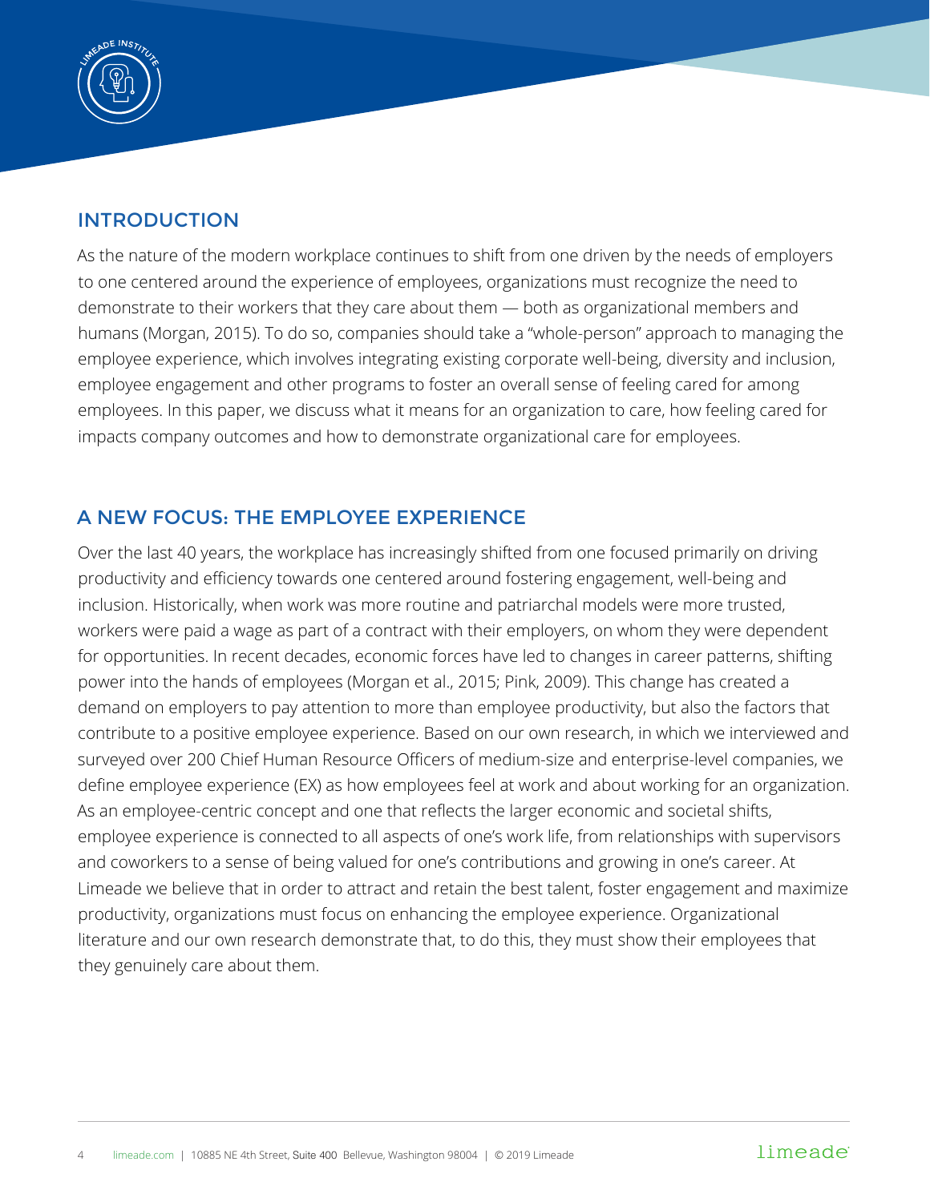## INTRODUCTION

As the nature of the modern workplace continues to shift from one driven by the needs of employers to one centered around the experience of employees, organizations must recognize the need to demonstrate to their workers that they care about them — both as organizational members and humans (Morgan, 2015). To do so, companies should take a "whole-person" approach to managing the employee experience, which involves integrating existing corporate well-being, diversity and inclusion, employee engagement and other programs to foster an overall sense of feeling cared for among employees. In this paper, we discuss what it means for an organization to care, how feeling cared for impacts company outcomes and how to demonstrate organizational care for employees.

## A NEW FOCUS: THE EMPLOYEE EXPERIENCE

Over the last 40 years, the workplace has increasingly shifted from one focused primarily on driving productivity and efficiency towards one centered around fostering engagement, well-being and inclusion. Historically, when work was more routine and patriarchal models were more trusted, workers were paid a wage as part of a contract with their employers, on whom they were dependent for opportunities. In recent decades, economic forces have led to changes in career patterns, shifting power into the hands of employees (Morgan et al., 2015; Pink, 2009). This change has created a demand on employers to pay attention to more than employee productivity, but also the factors that contribute to a positive employee experience. Based on our own research, in which we interviewed and surveyed over 200 Chief Human Resource Officers of medium-size and enterprise-level companies, we define employee experience (EX) as how employees feel at work and about working for an organization. As an employee-centric concept and one that reflects the larger economic and societal shifts, employee experience is connected to all aspects of one's work life, from relationships with supervisors and coworkers to a sense of being valued for one's contributions and growing in one's career. At Limeade we believe that in order to attract and retain the best talent, foster engagement and maximize productivity, organizations must focus on enhancing the employee experience. Organizational literature and our own research demonstrate that, to do this, they must show their employees that they genuinely care about them.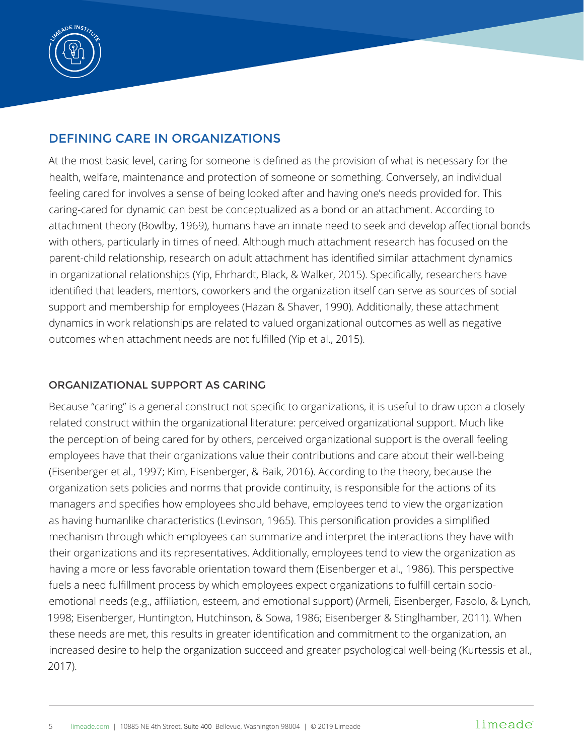## DEFINING CARE IN ORGANIZATIONS

At the most basic level, caring for someone is defined as the provision of what is necessary for the health, welfare, maintenance and protection of someone or something. Conversely, an individual feeling cared for involves a sense of being looked after and having one's needs provided for. This caring-cared for dynamic can best be conceptualized as a bond or an attachment. According to attachment theory (Bowlby, 1969), humans have an innate need to seek and develop affectional bonds with others, particularly in times of need. Although much attachment research has focused on the parent-child relationship, research on adult attachment has identified similar attachment dynamics in organizational relationships (Yip, Ehrhardt, Black, & Walker, 2015). Specifically, researchers have identified that leaders, mentors, coworkers and the organization itself can serve as sources of social support and membership for employees (Hazan & Shaver, 1990). Additionally, these attachment dynamics in work relationships are related to valued organizational outcomes as well as negative outcomes when attachment needs are not fulfilled (Yip et al., 2015).

### ORGANIZATIONAL SUPPORT AS CARING

Because "caring" is a general construct not specific to organizations, it is useful to draw upon a closely related construct within the organizational literature: perceived organizational support. Much like the perception of being cared for by others, perceived organizational support is the overall feeling employees have that their organizations value their contributions and care about their well-being (Eisenberger et al., 1997; Kim, Eisenberger, & Baik, 2016). According to the theory, because the organization sets policies and norms that provide continuity, is responsible for the actions of its managers and specifies how employees should behave, employees tend to view the organization as having humanlike characteristics (Levinson, 1965). This personification provides a simplified mechanism through which employees can summarize and interpret the interactions they have with their organizations and its representatives. Additionally, employees tend to view the organization as having a more or less favorable orientation toward them (Eisenberger et al., 1986). This perspective fuels a need fulfillment process by which employees expect organizations to fulfill certain socio-emotional needs (e.g., affiliation, esteem, and emotional support) (Armeli, Eisenberger, Fasolo, & Lynch, 1998; Eisenberger, Huntington, Hutchinson, & Sowa, 1986; Eisenberger & Stinglhamber, 2011). When these needs are met, this results in greater identification and commitment to the organization, an increased desire to help the organization succeed and greater psychological well-being (Kurtessis et al., 2017).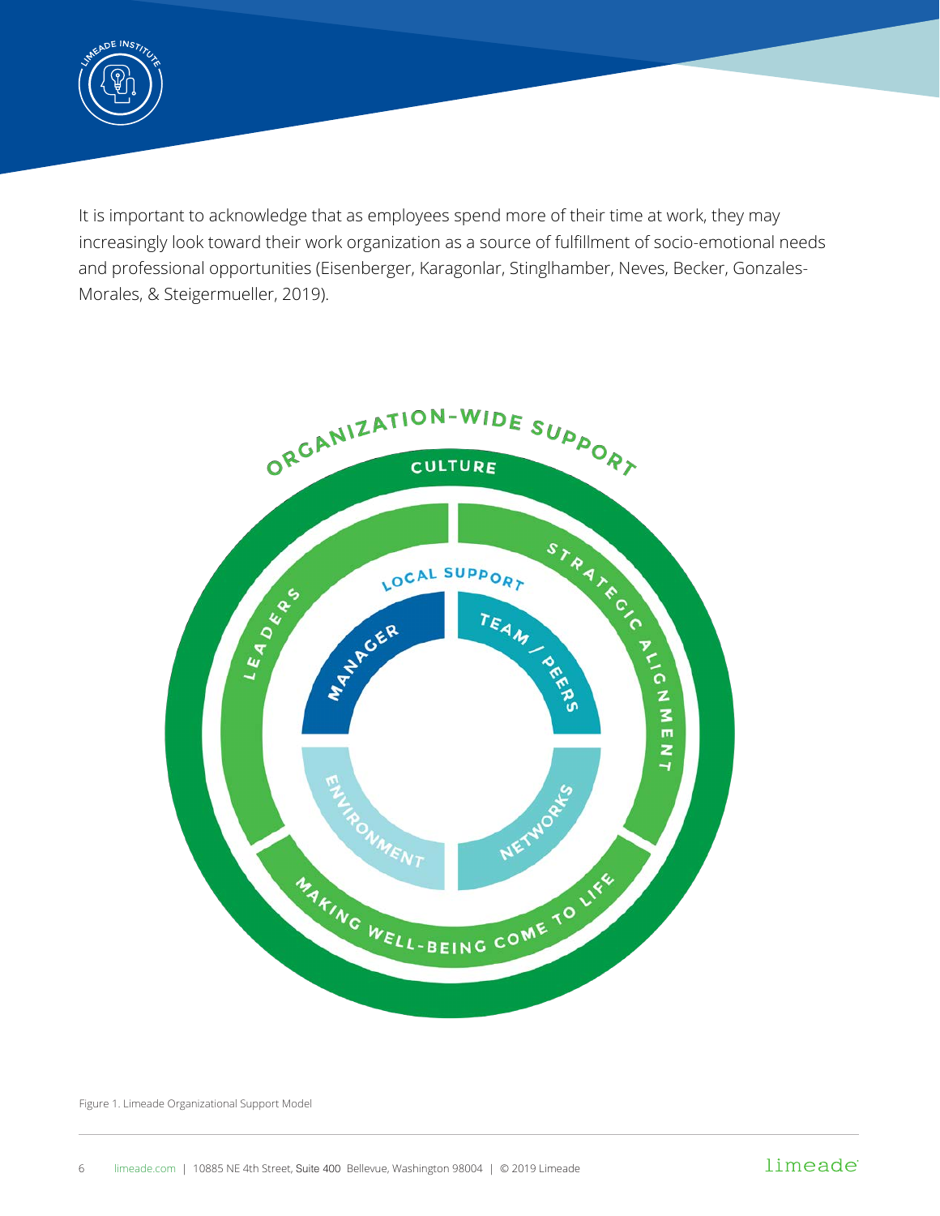It is important to acknowledge that as employees spend more of their time at work, they may increasingly look toward their work organization as a source of fulfillment of socio-emotional needs and professional opportunities (Eisenberger, Karagonlar, Stinglhamber, Neves, Becker, Gonzales-Morales, & Steigermueller, 2019).

ORGANIZATION-WIDE SUPPORT

CULTURE

LEADERS

STRATEGIC ALIGNMENT

MAKING WELL-BEING COME TO LIFE

LOCAL SUPPORT

MANAGER

TEAM / PEERS

ENVIRONMENT

NETWORKS

Figure 1. Limeade Organizational Support Model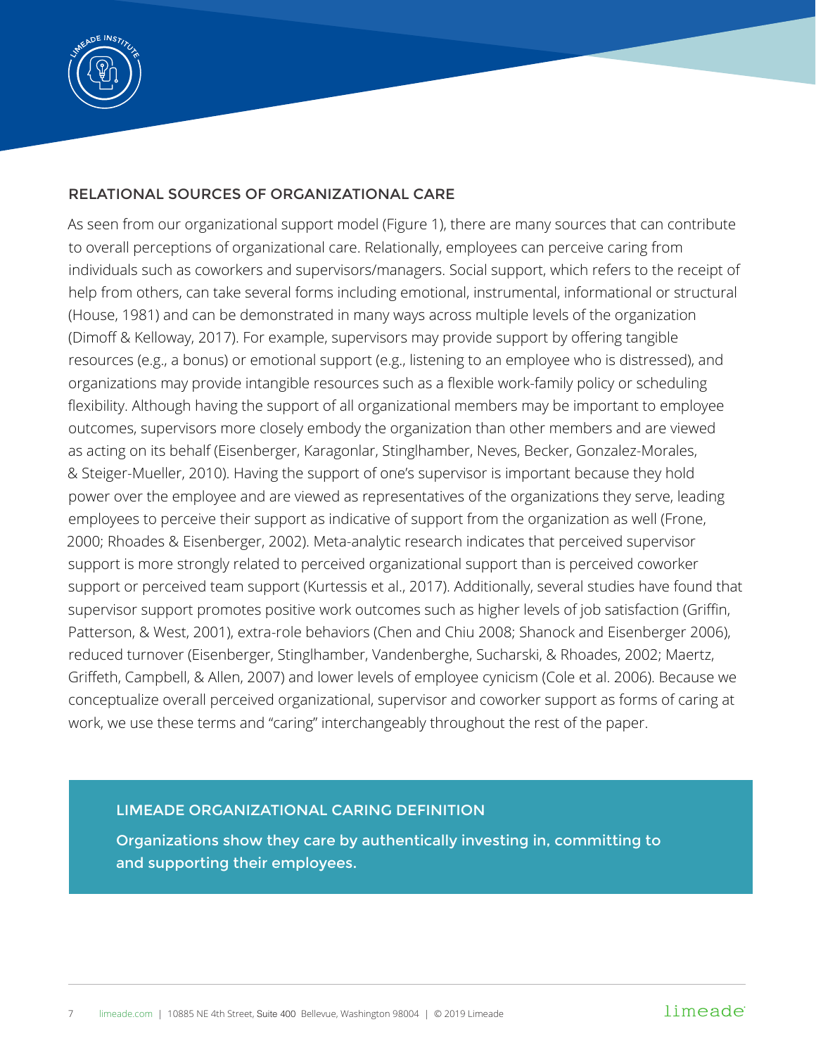## RELATIONAL SOURCES OF ORGANIZATIONAL CARE

As seen from our organizational support model (Figure 1), there are many sources that can contribute to overall perceptions of organizational care. Relationally, employees can perceive caring from individuals such as coworkers and supervisors/managers. Social support, which refers to the receipt of help from others, can take several forms including emotional, instrumental, informational or structural (House, 1981) and can be demonstrated in many ways across multiple levels of the organization (Dimoff & Kelloway, 2017). For example, supervisors may provide support by offering tangible resources (e.g., a bonus) or emotional support (e.g., listening to an employee who is distressed), and organizations may provide intangible resources such as a flexible work-family policy or scheduling flexibility. Although having the support of all organizational members may be important to employee outcomes, supervisors more closely embody the organization than other members and are viewed as acting on its behalf (Eisenberger, Karagonlar, Stinglhamber, Neves, Becker, Gonzalez-Morales, & Steiger-Mueller, 2010). Having the support of one's supervisor is important because they hold power over the employee and are viewed as representatives of the organizations they serve, leading employees to perceive their support as indicative of support from the organization as well (Frone, 2000; Rhoades & Eisenberger, 2002). Meta-analytic research indicates that perceived supervisor support is more strongly related to perceived organizational support than is perceived coworker support or perceived team support (Kurtessis et al., 2017). Additionally, several studies have found that supervisor support promotes positive work outcomes such as higher levels of job satisfaction (Griffin, Patterson, & West, 2001), extra-role behaviors (Chen and Chiu 2008; Shanock and Eisenberger 2006), reduced turnover (Eisenberger, Stinglhamber, Vandenberghe, Sucharski, & Rhoades, 2002; Maertz, Griffeth, Campbell, & Allen, 2007) and lower levels of employee cynicism (Cole et al. 2006). Because we conceptualize overall perceived organizational, supervisor and coworker support as forms of caring at work, we use these terms and "caring" interchangeably throughout the rest of the paper.

> **LIMEADE ORGANIZATIONAL CARING DEFINITION**
>
> **Organizations show they care by authentically investing in, committing to and supporting their employees.**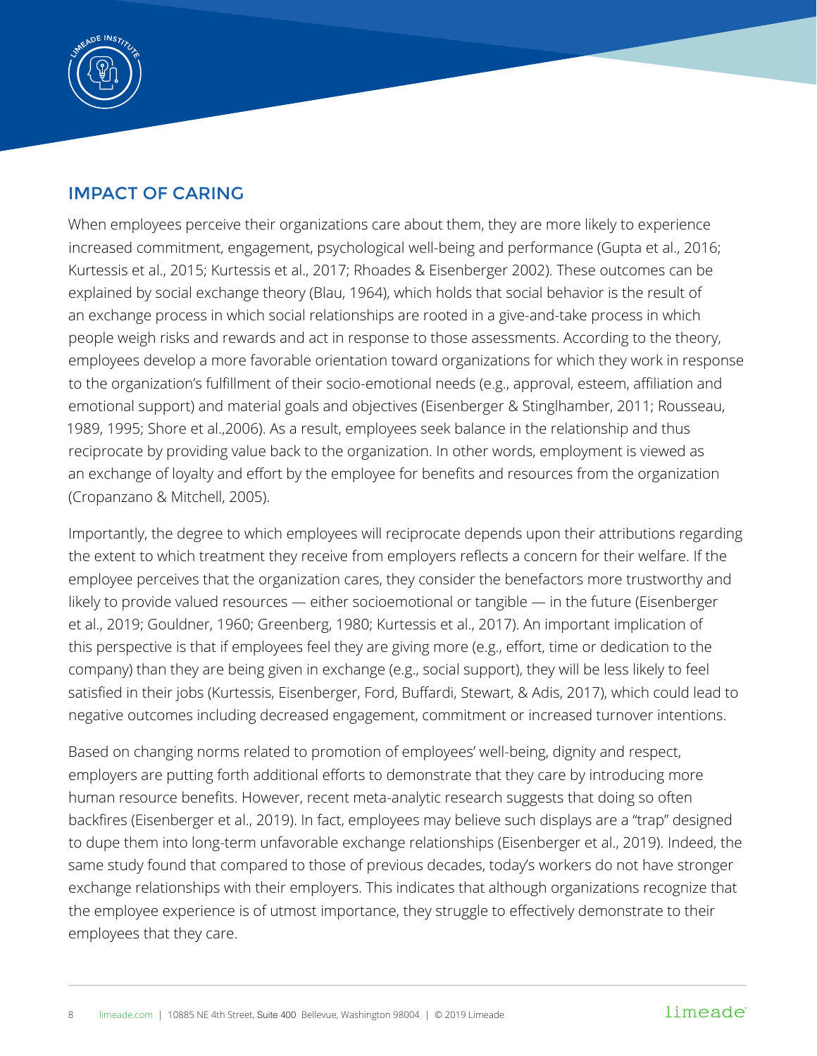## IMPACT OF CARING

When employees perceive their organizations care about them, they are more likely to experience increased commitment, engagement, psychological well-being and performance (Gupta et al., 2016; Kurtessis et al., 2015; Kurtessis et al., 2017; Rhoades & Eisenberger 2002). These outcomes can be explained by social exchange theory (Blau, 1964), which holds that social behavior is the result of an exchange process in which social relationships are rooted in a give-and-take process in which people weigh risks and rewards and act in response to those assessments. According to the theory, employees develop a more favorable orientation toward organizations for which they work in response to the organization's fulfillment of their socio-emotional needs (e.g., approval, esteem, affiliation and emotional support) and material goals and objectives (Eisenberger & Stinglhamber, 2011; Rousseau, 1989, 1995; Shore et al.,2006). As a result, employees seek balance in the relationship and thus reciprocate by providing value back to the organization. In other words, employment is viewed as an exchange of loyalty and effort by the employee for benefits and resources from the organization (Cropanzano & Mitchell, 2005).

Importantly, the degree to which employees will reciprocate depends upon their attributions regarding the extent to which treatment they receive from employers reflects a concern for their welfare. If the employee perceives that the organization cares, they consider the benefactors more trustworthy and likely to provide valued resources — either socioemotional or tangible — in the future (Eisenberger et al., 2019; Gouldner, 1960; Greenberg, 1980; Kurtessis et al., 2017). An important implication of this perspective is that if employees feel they are giving more (e.g., effort, time or dedication to the company) than they are being given in exchange (e.g., social support), they will be less likely to feel satisfied in their jobs (Kurtessis, Eisenberger, Ford, Buffardi, Stewart, & Adis, 2017), which could lead to negative outcomes including decreased engagement, commitment or increased turnover intentions.

Based on changing norms related to promotion of employees' well-being, dignity and respect, employers are putting forth additional efforts to demonstrate that they care by introducing more human resource benefits. However, recent meta-analytic research suggests that doing so often backfires (Eisenberger et al., 2019). In fact, employees may believe such displays are a "trap" designed to dupe them into long-term unfavorable exchange relationships (Eisenberger et al., 2019). Indeed, the same study found that compared to those of previous decades, today's workers do not have stronger exchange relationships with their employers. This indicates that although organizations recognize that the employee experience is of utmost importance, they struggle to effectively demonstrate to their employees that they care.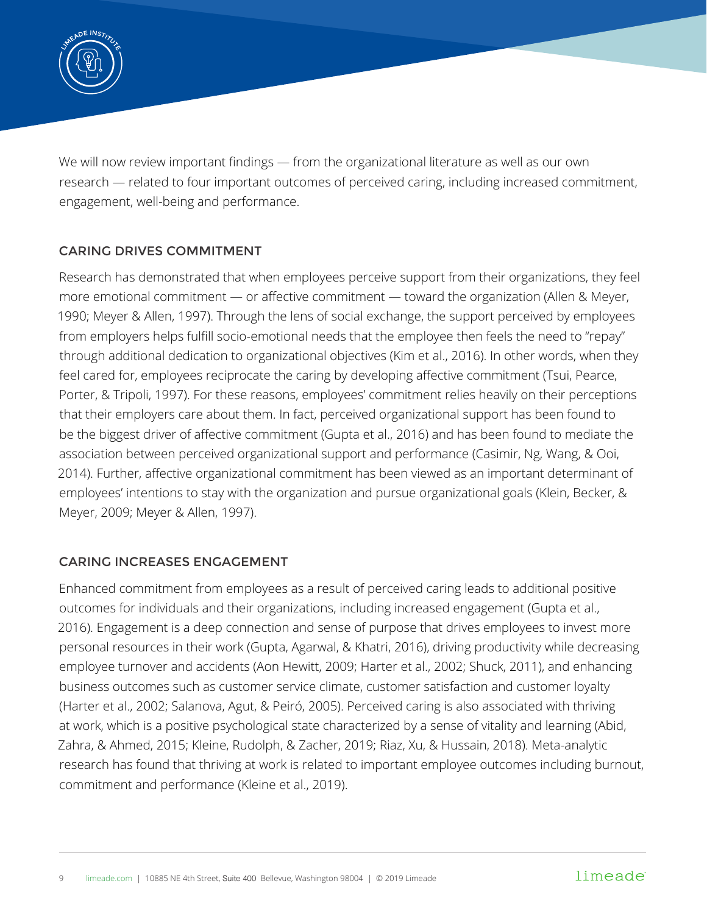We will now review important findings — from the organizational literature as well as our own research — related to four important outcomes of perceived caring, including increased commitment, engagement, well-being and performance.

## CARING DRIVES COMMITMENT

Research has demonstrated that when employees perceive support from their organizations, they feel more emotional commitment — or affective commitment — toward the organization (Allen & Meyer, 1990; Meyer & Allen, 1997). Through the lens of social exchange, the support perceived by employees from employers helps fulfill socio-emotional needs that the employee then feels the need to "repay" through additional dedication to organizational objectives (Kim et al., 2016). In other words, when they feel cared for, employees reciprocate the caring by developing affective commitment (Tsui, Pearce, Porter, & Tripoli, 1997). For these reasons, employees' commitment relies heavily on their perceptions that their employers care about them. In fact, perceived organizational support has been found to be the biggest driver of affective commitment (Gupta et al., 2016) and has been found to mediate the association between perceived organizational support and performance (Casimir, Ng, Wang, & Ooi, 2014). Further, affective organizational commitment has been viewed as an important determinant of employees' intentions to stay with the organization and pursue organizational goals (Klein, Becker, & Meyer, 2009; Meyer & Allen, 1997).

## CARING INCREASES ENGAGEMENT

Enhanced commitment from employees as a result of perceived caring leads to additional positive outcomes for individuals and their organizations, including increased engagement (Gupta et al., 2016). Engagement is a deep connection and sense of purpose that drives employees to invest more personal resources in their work (Gupta, Agarwal, & Khatri, 2016), driving productivity while decreasing employee turnover and accidents (Aon Hewitt, 2009; Harter et al., 2002; Shuck, 2011), and enhancing business outcomes such as customer service climate, customer satisfaction and customer loyalty (Harter et al., 2002; Salanova, Agut, & Peiró, 2005). Perceived caring is also associated with thriving at work, which is a positive psychological state characterized by a sense of vitality and learning (Abid, Zahra, & Ahmed, 2015; Kleine, Rudolph, & Zacher, 2019; Riaz, Xu, & Hussain, 2018). Meta-analytic research has found that thriving at work is related to important employee outcomes including burnout, commitment and performance (Kleine et al., 2019).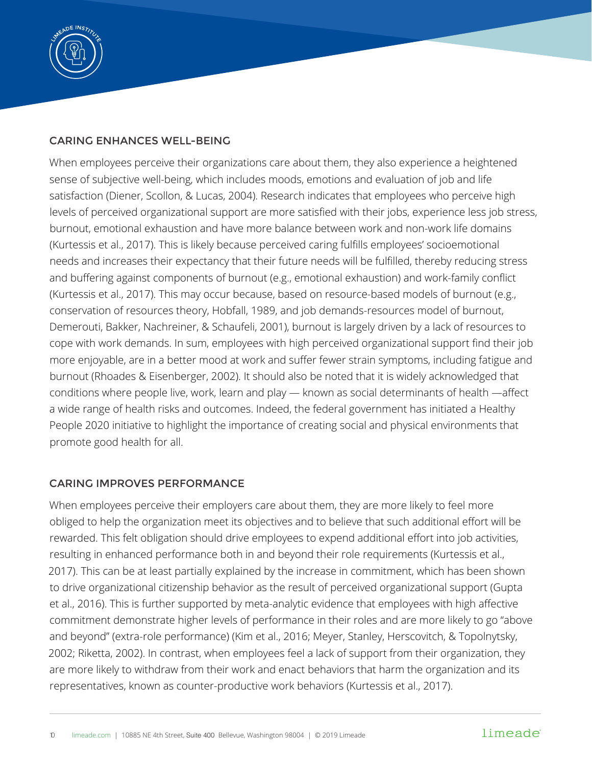## CARING ENHANCES WELL-BEING

When employees perceive their organizations care about them, they also experience a heightened sense of subjective well-being, which includes moods, emotions and evaluation of job and life satisfaction (Diener, Scollon, & Lucas, 2004). Research indicates that employees who perceive high levels of perceived organizational support are more satisfied with their jobs, experience less job stress, burnout, emotional exhaustion and have more balance between work and non-work life domains (Kurtessis et al., 2017). This is likely because perceived caring fulfills employees' socioemotional needs and increases their expectancy that their future needs will be fulfilled, thereby reducing stress and buffering against components of burnout (e.g., emotional exhaustion) and work-family conflict (Kurtessis et al., 2017). This may occur because, based on resource-based models of burnout (e.g., conservation of resources theory, Hobfall, 1989, and job demands-resources model of burnout, Demerouti, Bakker, Nachreiner, & Schaufeli, 2001), burnout is largely driven by a lack of resources to cope with work demands. In sum, employees with high perceived organizational support find their job more enjoyable, are in a better mood at work and suffer fewer strain symptoms, including fatigue and burnout (Rhoades & Eisenberger, 2002). It should also be noted that it is widely acknowledged that conditions where people live, work, learn and play — known as social determinants of health —affect a wide range of health risks and outcomes. Indeed, the federal government has initiated a Healthy People 2020 initiative to highlight the importance of creating social and physical environments that promote good health for all.

## CARING IMPROVES PERFORMANCE

When employees perceive their employers care about them, they are more likely to feel more obliged to help the organization meet its objectives and to believe that such additional effort will be rewarded. This felt obligation should drive employees to expend additional effort into job activities, resulting in enhanced performance both in and beyond their role requirements (Kurtessis et al., 2017). This can be at least partially explained by the increase in commitment, which has been shown to drive organizational citizenship behavior as the result of perceived organizational support (Gupta et al., 2016). This is further supported by meta-analytic evidence that employees with high affective commitment demonstrate higher levels of performance in their roles and are more likely to go "above and beyond" (extra-role performance) (Kim et al., 2016; Meyer, Stanley, Herscovitch, & Topolnytsky, 2002; Riketta, 2002). In contrast, when employees feel a lack of support from their organization, they are more likely to withdraw from their work and enact behaviors that harm the organization and its representatives, known as counter-productive work behaviors (Kurtessis et al., 2017).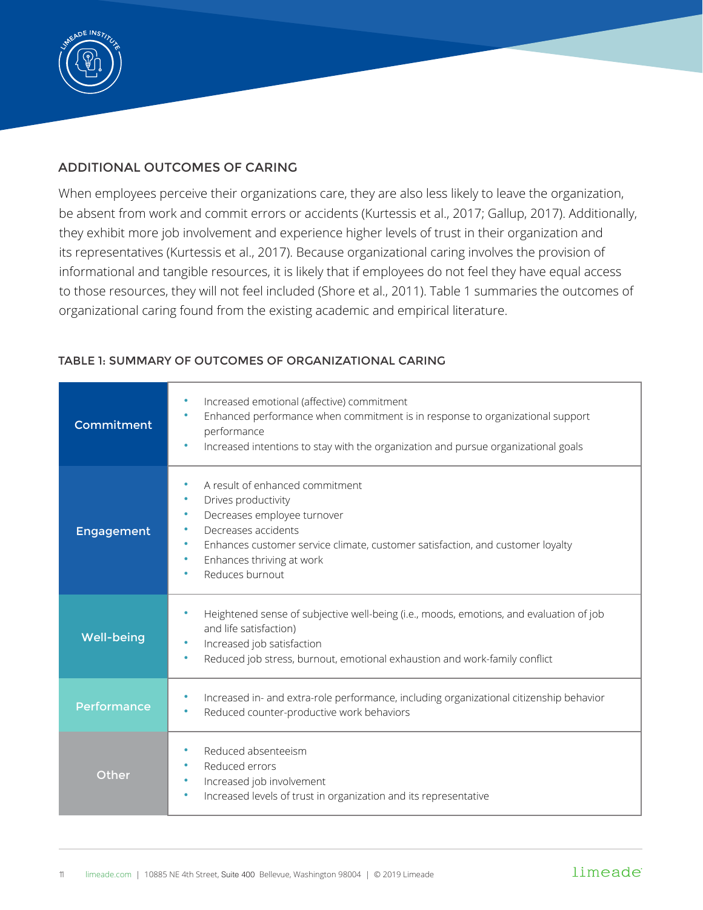## ADDITIONAL OUTCOMES OF CARING

When employees perceive their organizations care, they are also less likely to leave the organization, be absent from work and commit errors or accidents (Kurtessis et al., 2017; Gallup, 2017). Additionally, they exhibit more job involvement and experience higher levels of trust in their organization and its representatives (Kurtessis et al., 2017). Because organizational caring involves the provision of informational and tangible resources, it is likely that if employees do not feel they have equal access to those resources, they will not feel included (Shore et al., 2011). Table 1 summaries the outcomes of organizational caring found from the existing academic and empirical literature.

### TABLE 1: SUMMARY OF OUTCOMES OF ORGANIZATIONAL CARING

| | |
|---|---|
| **Commitment** | • Increased emotional (affective) commitment<br>• Enhanced performance when commitment is in response to organizational support performance<br>• Increased intentions to stay with the organization and pursue organizational goals |
| **Engagement** | • A result of enhanced commitment<br>• Drives productivity<br>• Decreases employee turnover<br>• Decreases accidents<br>• Enhances customer service climate, customer satisfaction, and customer loyalty<br>• Enhances thriving at work<br>• Reduces burnout |
| **Well-being** | • Heightened sense of subjective well-being (i.e., moods, emotions, and evaluation of job and life satisfaction)<br>• Increased job satisfaction<br>• Reduced job stress, burnout, emotional exhaustion and work-family conflict |
| **Performance** | • Increased in- and extra-role performance, including organizational citizenship behavior<br>• Reduced counter-productive work behaviors |
| **Other** | • Reduced absenteeism<br>• Reduced errors<br>• Increased job involvement<br>• Increased levels of trust in organization and its representative |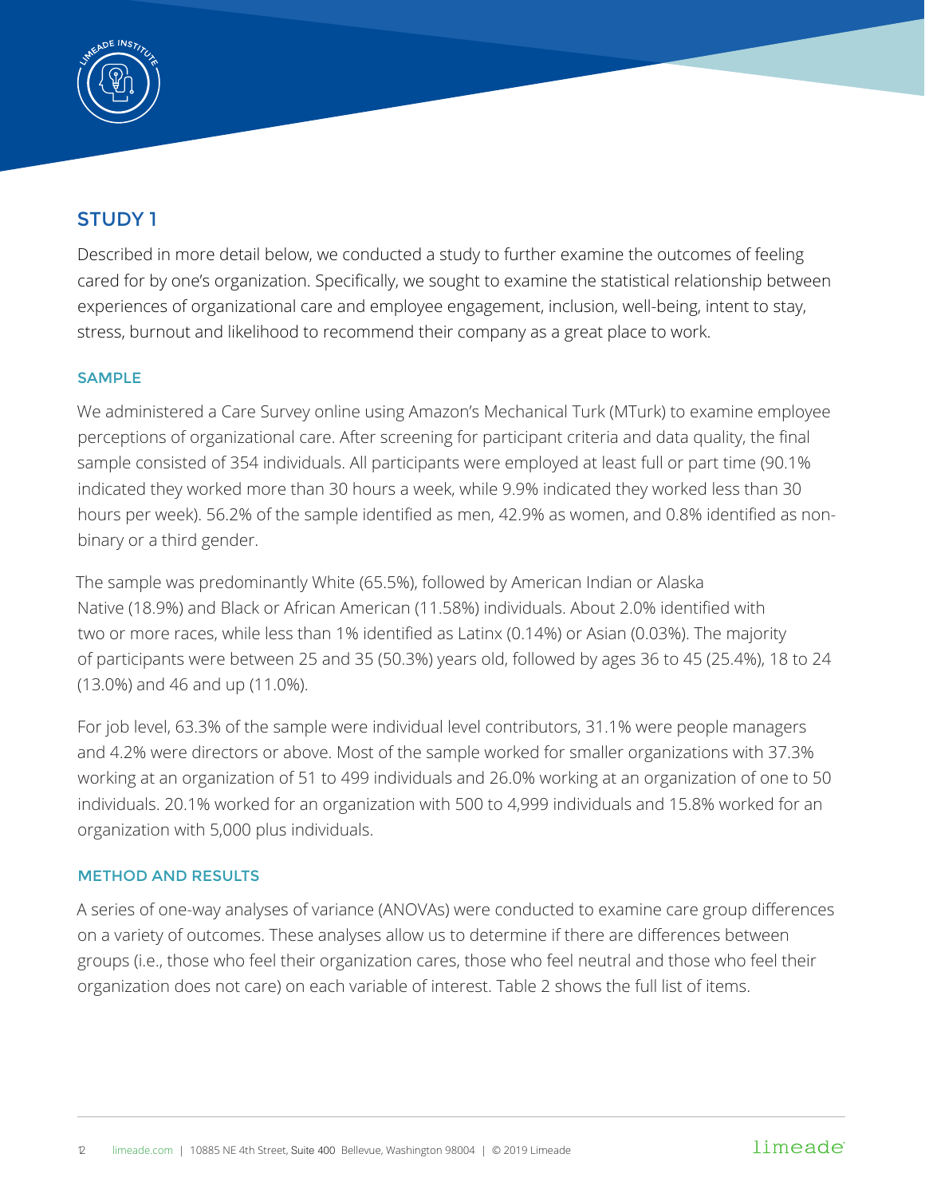## STUDY 1

Described in more detail below, we conducted a study to further examine the outcomes of feeling cared for by one's organization. Specifically, we sought to examine the statistical relationship between experiences of organizational care and employee engagement, inclusion, well-being, intent to stay, stress, burnout and likelihood to recommend their company as a great place to work.

### SAMPLE

We administered a Care Survey online using Amazon's Mechanical Turk (MTurk) to examine employee perceptions of organizational care. After screening for participant criteria and data quality, the final sample consisted of 354 individuals. All participants were employed at least full or part time (90.1% indicated they worked more than 30 hours a week, while 9.9% indicated they worked less than 30 hours per week). 56.2% of the sample identified as men, 42.9% as women, and 0.8% identified as non-binary or a third gender.

The sample was predominantly White (65.5%), followed by American Indian or Alaska Native (18.9%) and Black or African American (11.58%) individuals. About 2.0% identified with two or more races, while less than 1% identified as Latinx (0.14%) or Asian (0.03%). The majority of participants were between 25 and 35 (50.3%) years old, followed by ages 36 to 45 (25.4%), 18 to 24 (13.0%) and 46 and up (11.0%).

For job level, 63.3% of the sample were individual level contributors, 31.1% were people managers and 4.2% were directors or above. Most of the sample worked for smaller organizations with 37.3% working at an organization of 51 to 499 individuals and 26.0% working at an organization of one to 50 individuals. 20.1% worked for an organization with 500 to 4,999 individuals and 15.8% worked for an organization with 5,000 plus individuals.

### METHOD AND RESULTS

A series of one-way analyses of variance (ANOVAs) were conducted to examine care group differences on a variety of outcomes. These analyses allow us to determine if there are differences between groups (i.e., those who feel their organization cares, those who feel neutral and those who feel their organization does not care) on each variable of interest. Table 2 shows the full list of items.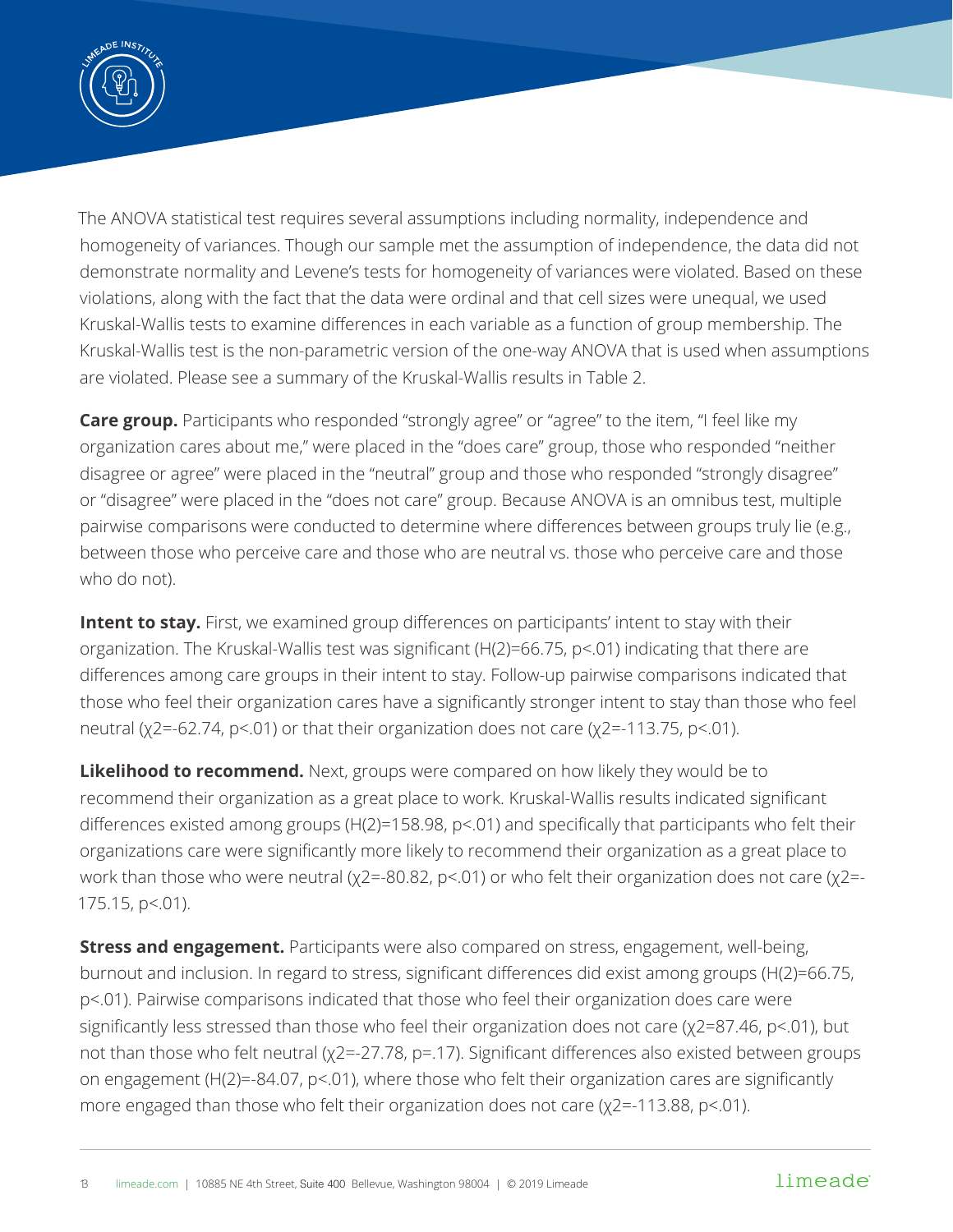The ANOVA statistical test requires several assumptions including normality, independence and homogeneity of variances. Though our sample met the assumption of independence, the data did not demonstrate normality and Levene's tests for homogeneity of variances were violated. Based on these violations, along with the fact that the data were ordinal and that cell sizes were unequal, we used Kruskal-Wallis tests to examine differences in each variable as a function of group membership. The Kruskal-Wallis test is the non-parametric version of the one-way ANOVA that is used when assumptions are violated. Please see a summary of the Kruskal-Wallis results in Table 2.

**Care group.** Participants who responded "strongly agree" or "agree" to the item, "I feel like my organization cares about me," were placed in the "does care" group, those who responded "neither disagree or agree" were placed in the "neutral" group and those who responded "strongly disagree" or "disagree" were placed in the "does not care" group. Because ANOVA is an omnibus test, multiple pairwise comparisons were conducted to determine where differences between groups truly lie (e.g., between those who perceive care and those who are neutral vs. those who perceive care and those who do not).

**Intent to stay.** First, we examined group differences on participants' intent to stay with their organization. The Kruskal-Wallis test was significant ($H(2)=66.75$, $p<.01$) indicating that there are differences among care groups in their intent to stay. Follow-up pairwise comparisons indicated that those who feel their organization cares have a significantly stronger intent to stay than those who feel neutral ($\chi2=-62.74$, $p<.01$) or that their organization does not care ($\chi2=-113.75$, $p<.01$).

**Likelihood to recommend.** Next, groups were compared on how likely they would be to recommend their organization as a great place to work. Kruskal-Wallis results indicated significant differences existed among groups ($H(2)=158.98$, $p<.01$) and specifically that participants who felt their organizations care were significantly more likely to recommend their organization as a great place to work than those who were neutral ($\chi2=-80.82$, $p<.01$) or who felt their organization does not care ($\chi2=-175.15$, $p<.01$).

**Stress and engagement.** Participants were also compared on stress, engagement, well-being, burnout and inclusion. In regard to stress, significant differences did exist among groups ($H(2)=66.75$, $p<.01$). Pairwise comparisons indicated that those who feel their organization does care were significantly less stressed than those who feel their organization does not care ($\chi2=87.46$, $p<.01$), but not than those who felt neutral ($\chi2=-27.78$, $p=.17$). Significant differences also existed between groups on engagement ($H(2)=-84.07$, $p<.01$), where those who felt their organization cares are significantly more engaged than those who felt their organization does not care ($\chi2=-113.88$, $p<.01$).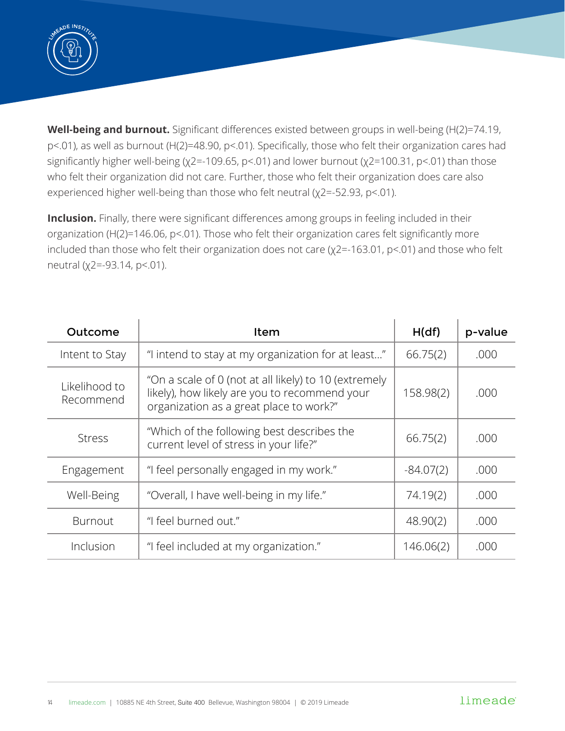**Well-being and burnout.** Significant differences existed between groups in well-being ($H(2)=74.19$, $p<.01$), as well as burnout ($H(2)=48.90$, $p<.01$). Specifically, those who felt their organization cares had significantly higher well-being ($\chi2=-109.65$, $p<.01$) and lower burnout ($\chi2=100.31$, $p<.01$) than those who felt their organization did not care. Further, those who felt their organization does care also experienced higher well-being than those who felt neutral ($\chi2=-52.93$, $p<.01$).

**Inclusion.** Finally, there were significant differences among groups in feeling included in their organization ($H(2)=146.06$, $p<.01$). Those who felt their organization cares felt significantly more included than those who felt their organization does not care ($\chi2=-163.01$, $p<.01$) and those who felt neutral ($\chi2=-93.14$, $p<.01$).

| Outcome | Item | H(df) | p-value |
|---|---|---|---|
| Intent to Stay | "I intend to stay at my organization for at least…" | 66.75(2) | .000 |
| Likelihood to Recommend | "On a scale of 0 (not at all likely) to 10 (extremely likely), how likely are you to recommend your organization as a great place to work?" | 158.98(2) | .000 |
| Stress | "Which of the following best describes the current level of stress in your life?" | 66.75(2) | .000 |
| Engagement | "I feel personally engaged in my work." | -84.07(2) | .000 |
| Well-Being | "Overall, I have well-being in my life." | 74.19(2) | .000 |
| Burnout | "I feel burned out." | 48.90(2) | .000 |
| Inclusion | "I feel included at my organization." | 146.06(2) | .000 |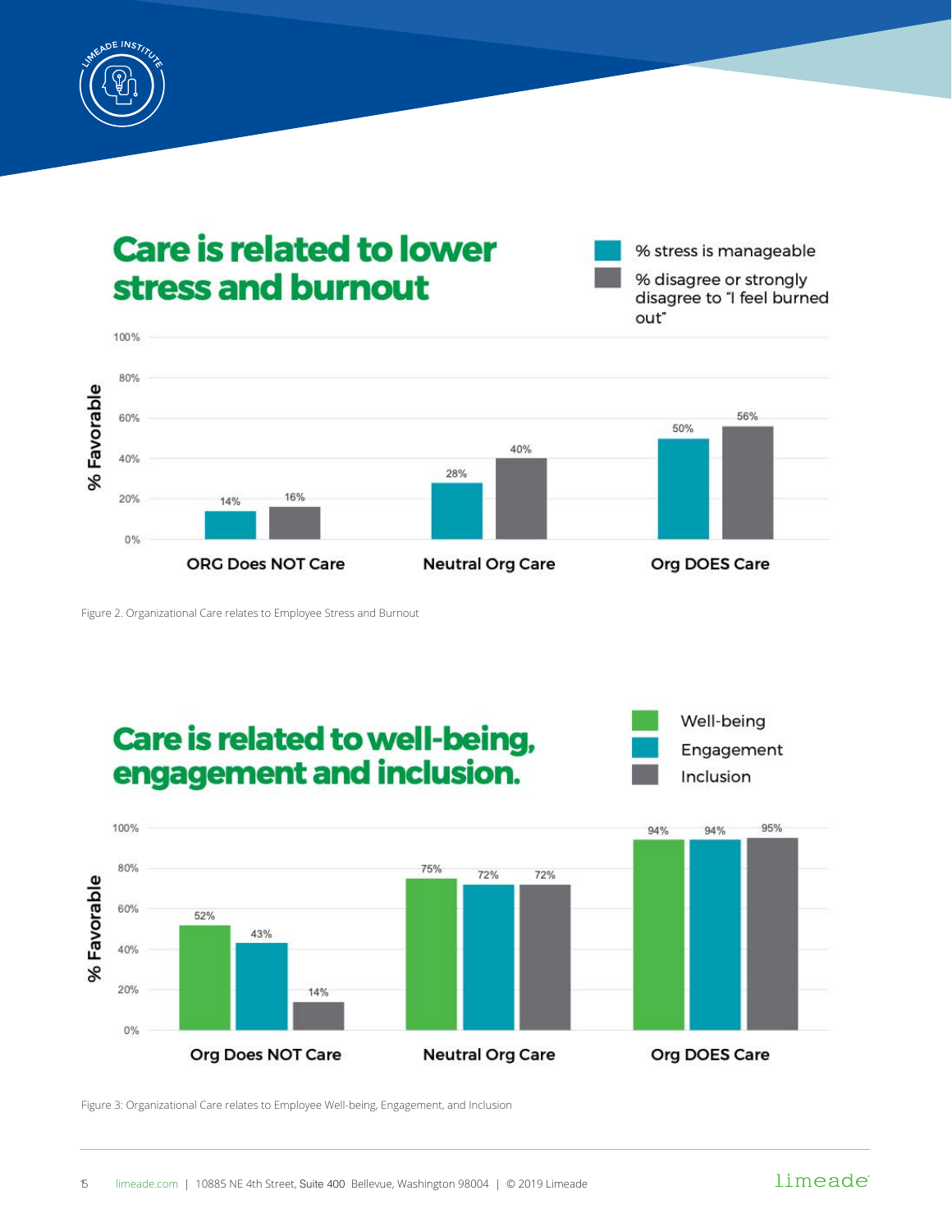## Care is related to lower stress and burnout

| | % stress is manageable | % disagree or strongly disagree to "I feel burned out" |
|---|---|---|
| ORG Does NOT Care | 14% | 16% |
| Neutral Org Care | 28% | 40% |
| Org DOES Care | 50% | 56% |

Figure 2. Organizational Care relates to Employee Stress and Burnout

## Care is related to well-being, engagement and inclusion.

| | Well-being | Engagement | Inclusion |
|---|---|---|---|
| Org Does NOT Care | 52% | 43% | 14% |
| Neutral Org Care | 75% | 72% | 72% |
| Org DOES Care | 94% | 94% | 95% |

Figure 3: Organizational Care relates to Employee Well-being, Engagement, and Inclusion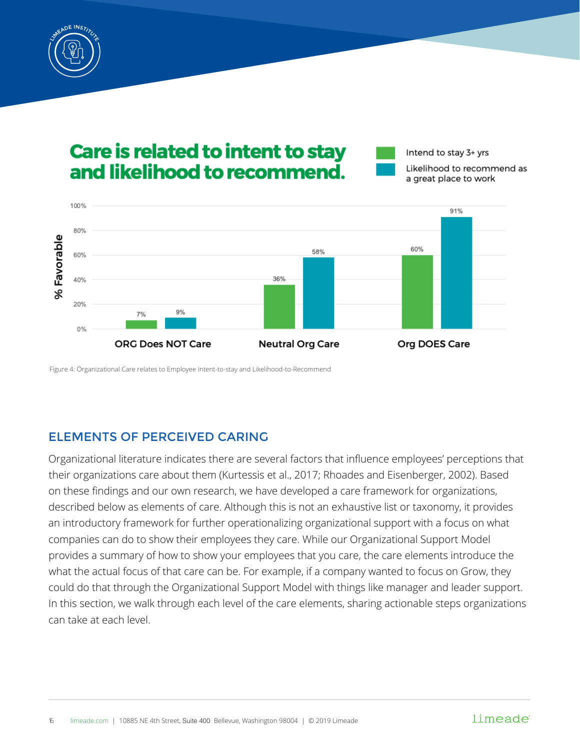## Care is related to intent to stay and likelihood to recommend.

| | Intend to stay 3+ yrs | Likelihood to recommend as a great place to work |
|---|---|---|
| ORG Does NOT Care | 7% | 9% |
| Neutral Org Care | 36% | 58% |
| Org DOES Care | 60% | 91% |

Figure 4: Organizational Care relates to Employee Intent-to-stay and Likelihood-to-Recommend

## ELEMENTS OF PERCEIVED CARING

Organizational literature indicates there are several factors that influence employees' perceptions that their organizations care about them (Kurtessis et al., 2017; Rhoades and Eisenberger, 2002). Based on these findings and our own research, we have developed a care framework for organizations, described below as elements of care. Although this is not an exhaustive list or taxonomy, it provides an introductory framework for further operationalizing organizational support with a focus on what companies can do to show their employees they care. While our Organizational Support Model provides a summary of how to show your employees that you care, the care elements introduce the what the actual focus of that care can be. For example, if a company wanted to focus on Grow, they could do that through the Organizational Support Model with things like manager and leader support. In this section, we walk through each level of the care elements, sharing actionable steps organizations can take at each level.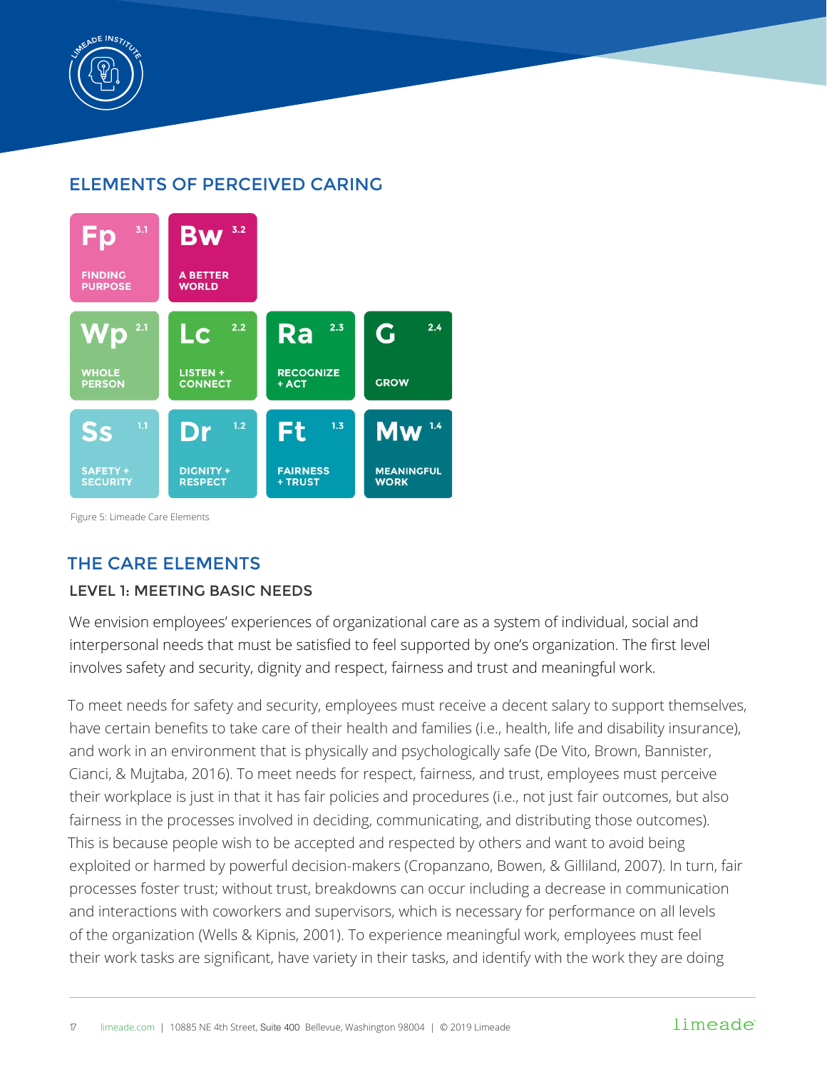## ELEMENTS OF PERCEIVED CARING

| | | | |
|---|---|---|---|
| **Fp** 3.1 FINDING PURPOSE | **Bw** 3.2 A BETTER WORLD | | |
| **Wp** 2.1 WHOLE PERSON | **Lc** 2.2 LISTEN + CONNECT | **Ra** 2.3 RECOGNIZE + ACT | **G** 2.4 GROW |
| **Ss** 1.1 SAFETY + SECURITY | **Dr** 1.2 DIGNITY + RESPECT | **Ft** 1.3 FAIRNESS + TRUST | **Mw** 1.4 MEANINGFUL WORK |

Figure 5: Limeade Care Elements

## THE CARE ELEMENTS

### LEVEL 1: MEETING BASIC NEEDS

We envision employees' experiences of organizational care as a system of individual, social and interpersonal needs that must be satisfied to feel supported by one's organization. The first level involves safety and security, dignity and respect, fairness and trust and meaningful work.

To meet needs for safety and security, employees must receive a decent salary to support themselves, have certain benefits to take care of their health and families (i.e., health, life and disability insurance), and work in an environment that is physically and psychologically safe (De Vito, Brown, Bannister, Cianci, & Mujtaba, 2016). To meet needs for respect, fairness, and trust, employees must perceive their workplace is just in that it has fair policies and procedures (i.e., not just fair outcomes, but also fairness in the processes involved in deciding, communicating, and distributing those outcomes). This is because people wish to be accepted and respected by others and want to avoid being exploited or harmed by powerful decision-makers (Cropanzano, Bowen, & Gilliland, 2007). In turn, fair processes foster trust; without trust, breakdowns can occur including a decrease in communication and interactions with coworkers and supervisors, which is necessary for performance on all levels of the organization (Wells & Kipnis, 2001). To experience meaningful work, employees must feel their work tasks are significant, have variety in their tasks, and identify with the work they are doing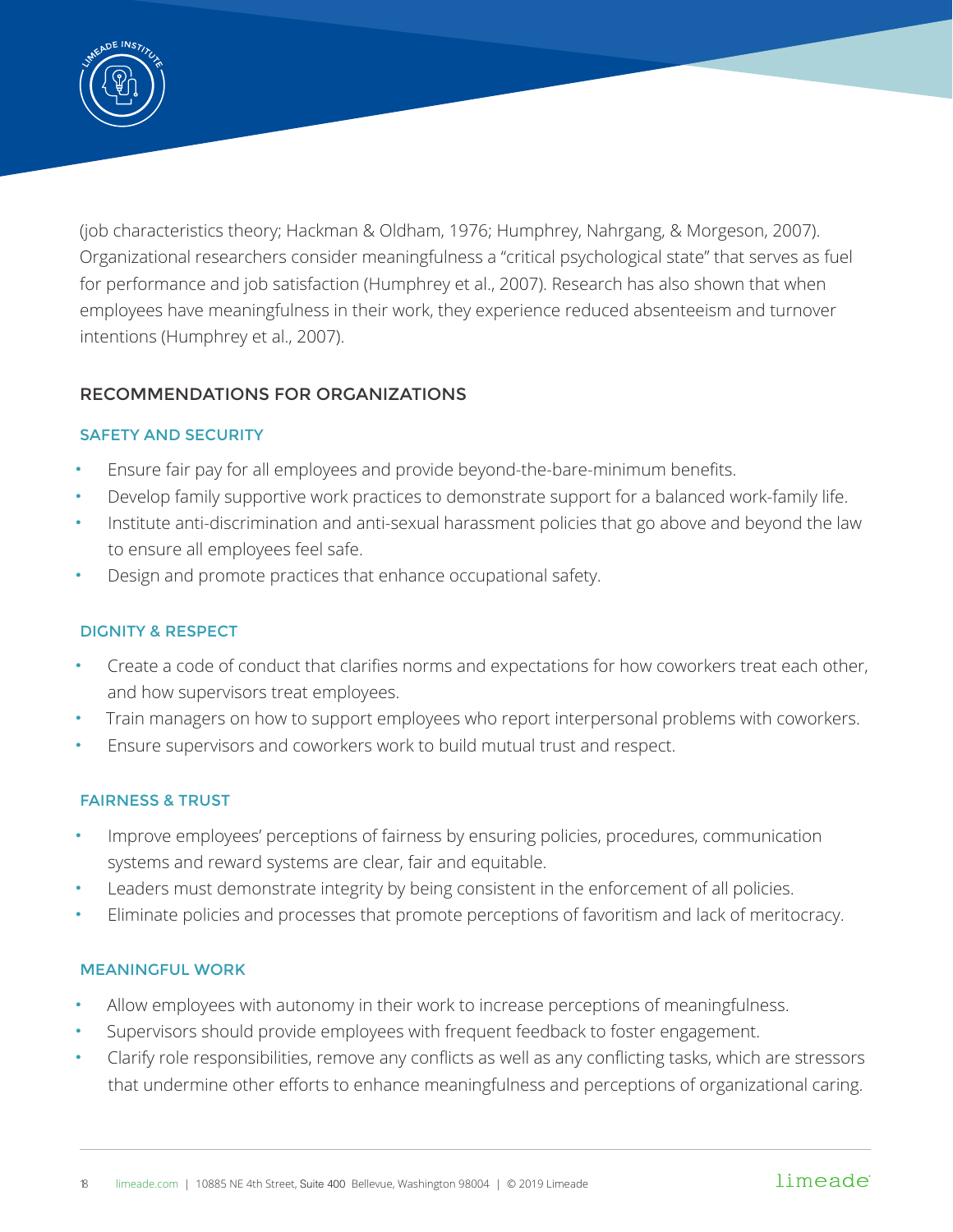(job characteristics theory; Hackman & Oldham, 1976; Humphrey, Nahrgang, & Morgeson, 2007). Organizational researchers consider meaningfulness a "critical psychological state" that serves as fuel for performance and job satisfaction (Humphrey et al., 2007). Research has also shown that when employees have meaningfulness in their work, they experience reduced absenteeism and turnover intentions (Humphrey et al., 2007).

## RECOMMENDATIONS FOR ORGANIZATIONS

### SAFETY AND SECURITY

- Ensure fair pay for all employees and provide beyond-the-bare-minimum benefits.
- Develop family supportive work practices to demonstrate support for a balanced work-family life.
- Institute anti-discrimination and anti-sexual harassment policies that go above and beyond the law to ensure all employees feel safe.
- Design and promote practices that enhance occupational safety.

### DIGNITY & RESPECT

- Create a code of conduct that clarifies norms and expectations for how coworkers treat each other, and how supervisors treat employees.
- Train managers on how to support employees who report interpersonal problems with coworkers.
- Ensure supervisors and coworkers work to build mutual trust and respect.

### FAIRNESS & TRUST

- Improve employees' perceptions of fairness by ensuring policies, procedures, communication systems and reward systems are clear, fair and equitable.
- Leaders must demonstrate integrity by being consistent in the enforcement of all policies.
- Eliminate policies and processes that promote perceptions of favoritism and lack of meritocracy.

### MEANINGFUL WORK

- Allow employees with autonomy in their work to increase perceptions of meaningfulness.
- Supervisors should provide employees with frequent feedback to foster engagement.
- Clarify role responsibilities, remove any conflicts as well as any conflicting tasks, which are stressors that undermine other efforts to enhance meaningfulness and perceptions of organizational caring.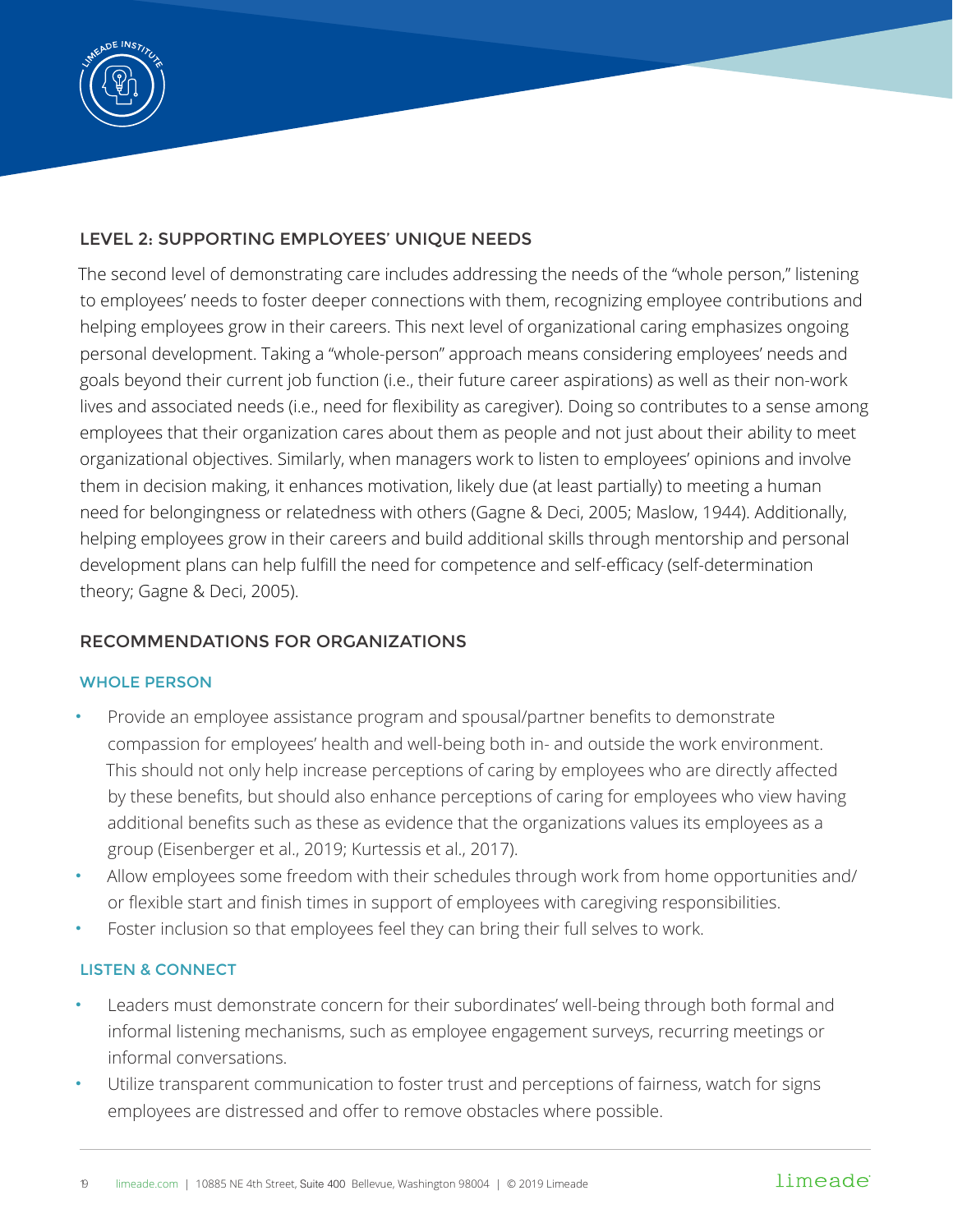## LEVEL 2: SUPPORTING EMPLOYEES' UNIQUE NEEDS

The second level of demonstrating care includes addressing the needs of the "whole person," listening to employees' needs to foster deeper connections with them, recognizing employee contributions and helping employees grow in their careers. This next level of organizational caring emphasizes ongoing personal development. Taking a "whole-person" approach means considering employees' needs and goals beyond their current job function (i.e., their future career aspirations) as well as their non-work lives and associated needs (i.e., need for flexibility as caregiver). Doing so contributes to a sense among employees that their organization cares about them as people and not just about their ability to meet organizational objectives. Similarly, when managers work to listen to employees' opinions and involve them in decision making, it enhances motivation, likely due (at least partially) to meeting a human need for belongingness or relatedness with others (Gagne & Deci, 2005; Maslow, 1944). Additionally, helping employees grow in their careers and build additional skills through mentorship and personal development plans can help fulfill the need for competence and self-efficacy (self-determination theory; Gagne & Deci, 2005).

## RECOMMENDATIONS FOR ORGANIZATIONS

### WHOLE PERSON

- Provide an employee assistance program and spousal/partner benefits to demonstrate compassion for employees' health and well-being both in- and outside the work environment. This should not only help increase perceptions of caring by employees who are directly affected by these benefits, but should also enhance perceptions of caring for employees who view having additional benefits such as these as evidence that the organizations values its employees as a group (Eisenberger et al., 2019; Kurtessis et al., 2017).
- Allow employees some freedom with their schedules through work from home opportunities and/or flexible start and finish times in support of employees with caregiving responsibilities.
- Foster inclusion so that employees feel they can bring their full selves to work.

### LISTEN & CONNECT

- Leaders must demonstrate concern for their subordinates' well-being through both formal and informal listening mechanisms, such as employee engagement surveys, recurring meetings or informal conversations.
- Utilize transparent communication to foster trust and perceptions of fairness, watch for signs employees are distressed and offer to remove obstacles where possible.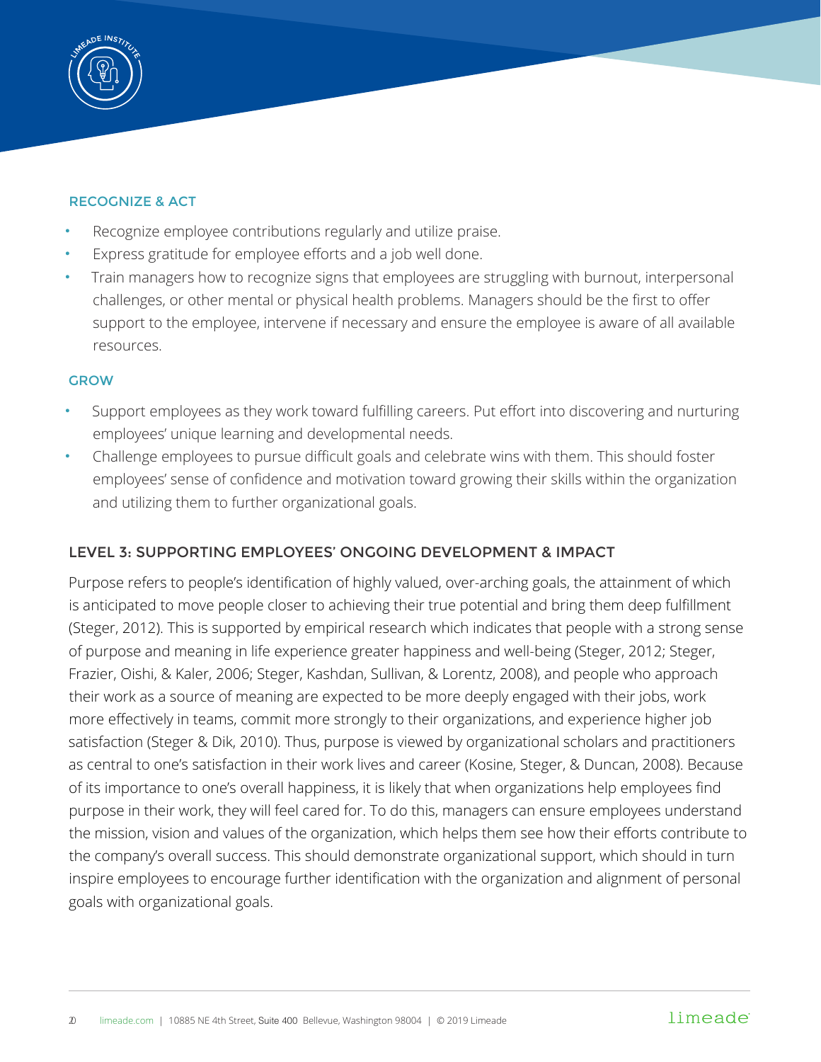### RECOGNIZE & ACT

- Recognize employee contributions regularly and utilize praise.
- Express gratitude for employee efforts and a job well done.
- Train managers how to recognize signs that employees are struggling with burnout, interpersonal challenges, or other mental or physical health problems. Managers should be the first to offer support to the employee, intervene if necessary and ensure the employee is aware of all available resources.

### GROW

- Support employees as they work toward fulfilling careers. Put effort into discovering and nurturing employees' unique learning and developmental needs.
- Challenge employees to pursue difficult goals and celebrate wins with them. This should foster employees' sense of confidence and motivation toward growing their skills within the organization and utilizing them to further organizational goals.

## LEVEL 3: SUPPORTING EMPLOYEES' ONGOING DEVELOPMENT & IMPACT

Purpose refers to people's identification of highly valued, over-arching goals, the attainment of which is anticipated to move people closer to achieving their true potential and bring them deep fulfillment (Steger, 2012). This is supported by empirical research which indicates that people with a strong sense of purpose and meaning in life experience greater happiness and well-being (Steger, 2012; Steger, Frazier, Oishi, & Kaler, 2006; Steger, Kashdan, Sullivan, & Lorentz, 2008), and people who approach their work as a source of meaning are expected to be more deeply engaged with their jobs, work more effectively in teams, commit more strongly to their organizations, and experience higher job satisfaction (Steger & Dik, 2010). Thus, purpose is viewed by organizational scholars and practitioners as central to one's satisfaction in their work lives and career (Kosine, Steger, & Duncan, 2008). Because of its importance to one's overall happiness, it is likely that when organizations help employees find purpose in their work, they will feel cared for. To do this, managers can ensure employees understand the mission, vision and values of the organization, which helps them see how their efforts contribute to the company's overall success. This should demonstrate organizational support, which should in turn inspire employees to encourage further identification with the organization and alignment of personal goals with organizational goals.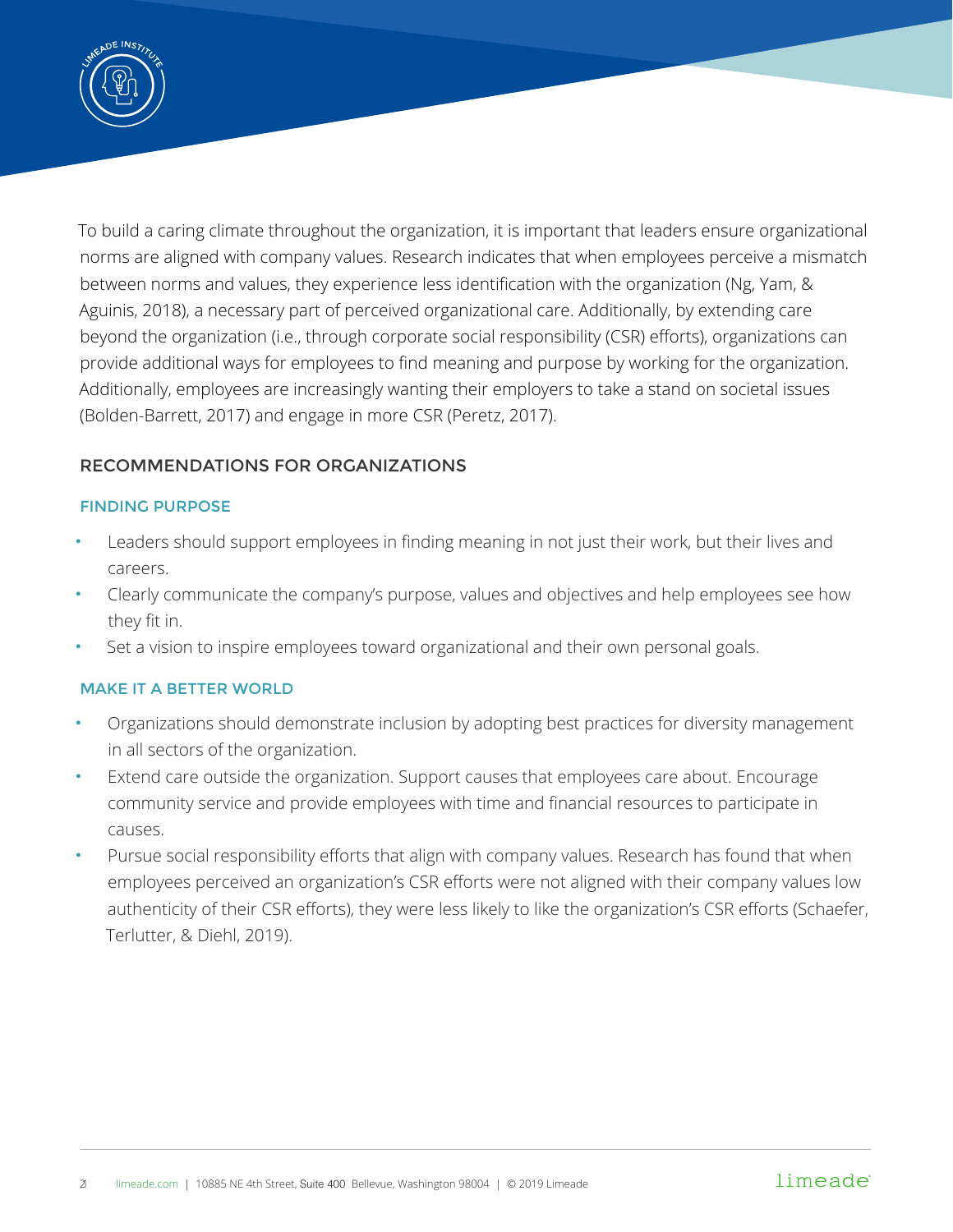To build a caring climate throughout the organization, it is important that leaders ensure organizational norms are aligned with company values. Research indicates that when employees perceive a mismatch between norms and values, they experience less identification with the organization (Ng, Yam, & Aguinis, 2018), a necessary part of perceived organizational care. Additionally, by extending care beyond the organization (i.e., through corporate social responsibility (CSR) efforts), organizations can provide additional ways for employees to find meaning and purpose by working for the organization. Additionally, employees are increasingly wanting their employers to take a stand on societal issues (Bolden-Barrett, 2017) and engage in more CSR (Peretz, 2017).

## RECOMMENDATIONS FOR ORGANIZATIONS

### FINDING PURPOSE

- Leaders should support employees in finding meaning in not just their work, but their lives and careers.
- Clearly communicate the company's purpose, values and objectives and help employees see how they fit in.
- Set a vision to inspire employees toward organizational and their own personal goals.

### MAKE IT A BETTER WORLD

- Organizations should demonstrate inclusion by adopting best practices for diversity management in all sectors of the organization.
- Extend care outside the organization. Support causes that employees care about. Encourage community service and provide employees with time and financial resources to participate in causes.
- Pursue social responsibility efforts that align with company values. Research has found that when employees perceived an organization's CSR efforts were not aligned with their company values low authenticity of their CSR efforts), they were less likely to like the organization's CSR efforts (Schaefer, Terlutter, & Diehl, 2019).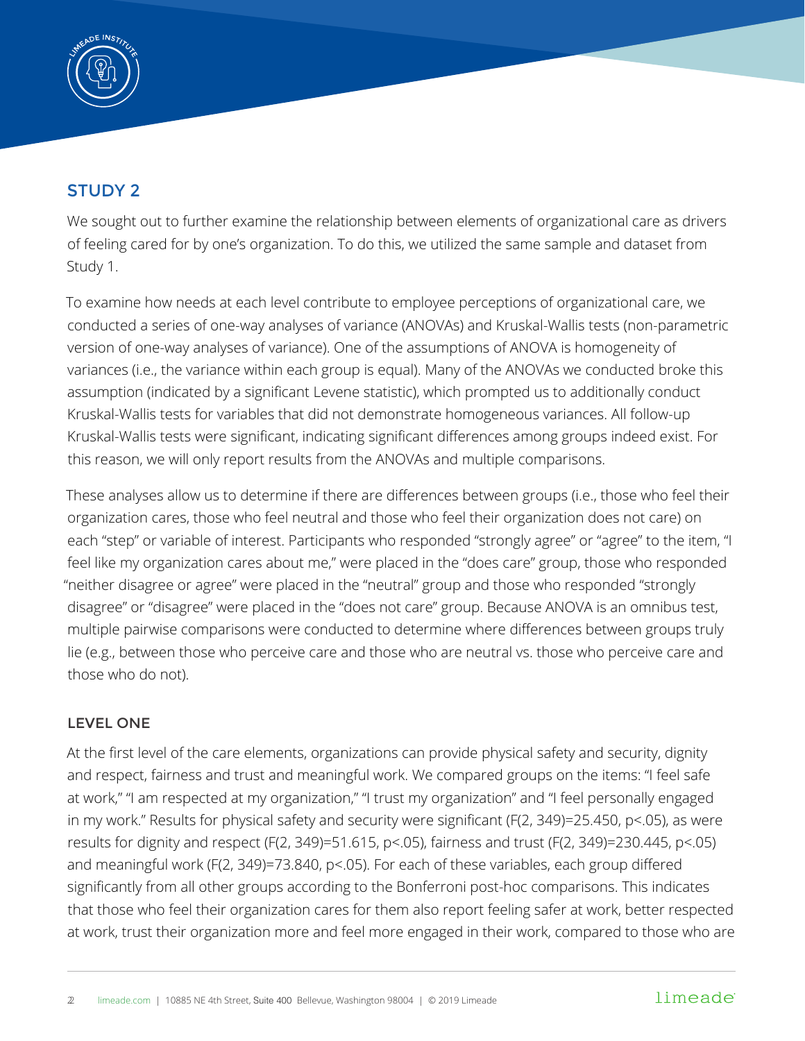## STUDY 2

We sought out to further examine the relationship between elements of organizational care as drivers of feeling cared for by one's organization. To do this, we utilized the same sample and dataset from Study 1.

To examine how needs at each level contribute to employee perceptions of organizational care, we conducted a series of one-way analyses of variance (ANOVAs) and Kruskal-Wallis tests (non-parametric version of one-way analyses of variance). One of the assumptions of ANOVA is homogeneity of variances (i.e., the variance within each group is equal). Many of the ANOVAs we conducted broke this assumption (indicated by a significant Levene statistic), which prompted us to additionally conduct Kruskal-Wallis tests for variables that did not demonstrate homogeneous variances. All follow-up Kruskal-Wallis tests were significant, indicating significant differences among groups indeed exist. For this reason, we will only report results from the ANOVAs and multiple comparisons.

These analyses allow us to determine if there are differences between groups (i.e., those who feel their organization cares, those who feel neutral and those who feel their organization does not care) on each "step" or variable of interest. Participants who responded "strongly agree" or "agree" to the item, "I feel like my organization cares about me," were placed in the "does care" group, those who responded "neither disagree or agree" were placed in the "neutral" group and those who responded "strongly disagree" or "disagree" were placed in the "does not care" group. Because ANOVA is an omnibus test, multiple pairwise comparisons were conducted to determine where differences between groups truly lie (e.g., between those who perceive care and those who are neutral vs. those who perceive care and those who do not).

### LEVEL ONE

At the first level of the care elements, organizations can provide physical safety and security, dignity and respect, fairness and trust and meaningful work. We compared groups on the items: "I feel safe at work," "I am respected at my organization," "I trust my organization" and "I feel personally engaged in my work." Results for physical safety and security were significant ($F(2, 349)=25.450$, $p<.05$), as were results for dignity and respect ($F(2, 349)=51.615$, $p<.05$), fairness and trust ($F(2, 349)=230.445$, $p<.05$) and meaningful work ($F(2, 349)=73.840$, $p<.05$). For each of these variables, each group differed significantly from all other groups according to the Bonferroni post-hoc comparisons. This indicates that those who feel their organization cares for them also report feeling safer at work, better respected at work, trust their organization more and feel more engaged in their work, compared to those who are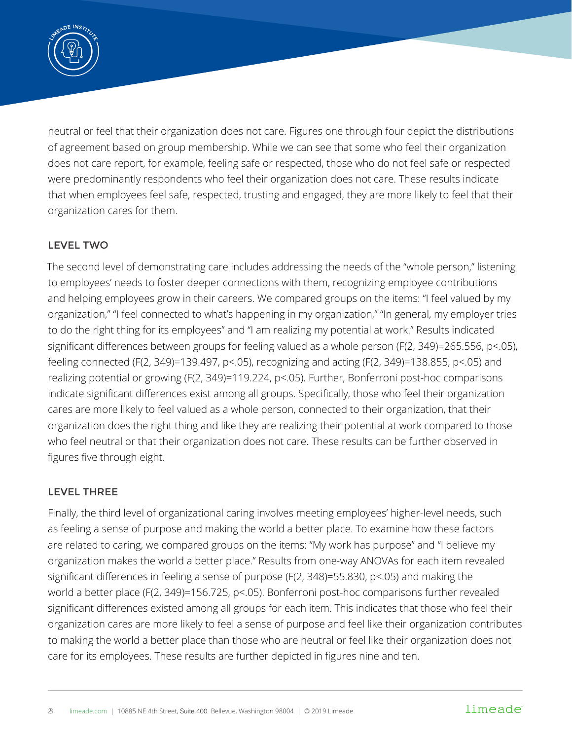neutral or feel that their organization does not care. Figures one through four depict the distributions of agreement based on group membership. While we can see that some who feel their organization does not care report, for example, feeling safe or respected, those who do not feel safe or respected were predominantly respondents who feel their organization does not care. These results indicate that when employees feel safe, respected, trusting and engaged, they are more likely to feel that their organization cares for them.

## LEVEL TWO

The second level of demonstrating care includes addressing the needs of the "whole person," listening to employees' needs to foster deeper connections with them, recognizing employee contributions and helping employees grow in their careers. We compared groups on the items: "I feel valued by my organization," "I feel connected to what's happening in my organization," "In general, my employer tries to do the right thing for its employees" and "I am realizing my potential at work." Results indicated significant differences between groups for feeling valued as a whole person ($F(2, 349)=265.556$, $p<.05$), feeling connected ($F(2, 349)=139.497$, $p<.05$), recognizing and acting ($F(2, 349)=138.855$, $p<.05$) and realizing potential or growing ($F(2, 349)=119.224$, $p<.05$). Further, Bonferroni post-hoc comparisons indicate significant differences exist among all groups. Specifically, those who feel their organization cares are more likely to feel valued as a whole person, connected to their organization, that their organization does the right thing and like they are realizing their potential at work compared to those who feel neutral or that their organization does not care. These results can be further observed in figures five through eight.

## LEVEL THREE

Finally, the third level of organizational caring involves meeting employees' higher-level needs, such as feeling a sense of purpose and making the world a better place. To examine how these factors are related to caring, we compared groups on the items: "My work has purpose" and "I believe my organization makes the world a better place." Results from one-way ANOVAs for each item revealed significant differences in feeling a sense of purpose ($F(2, 348)=55.830$, $p<.05$) and making the world a better place ($F(2, 349)=156.725$, $p<.05$). Bonferroni post-hoc comparisons further revealed significant differences existed among all groups for each item. This indicates that those who feel their organization cares are more likely to feel a sense of purpose and feel like their organization contributes to making the world a better place than those who are neutral or feel like their organization does not care for its employees. These results are further depicted in figures nine and ten.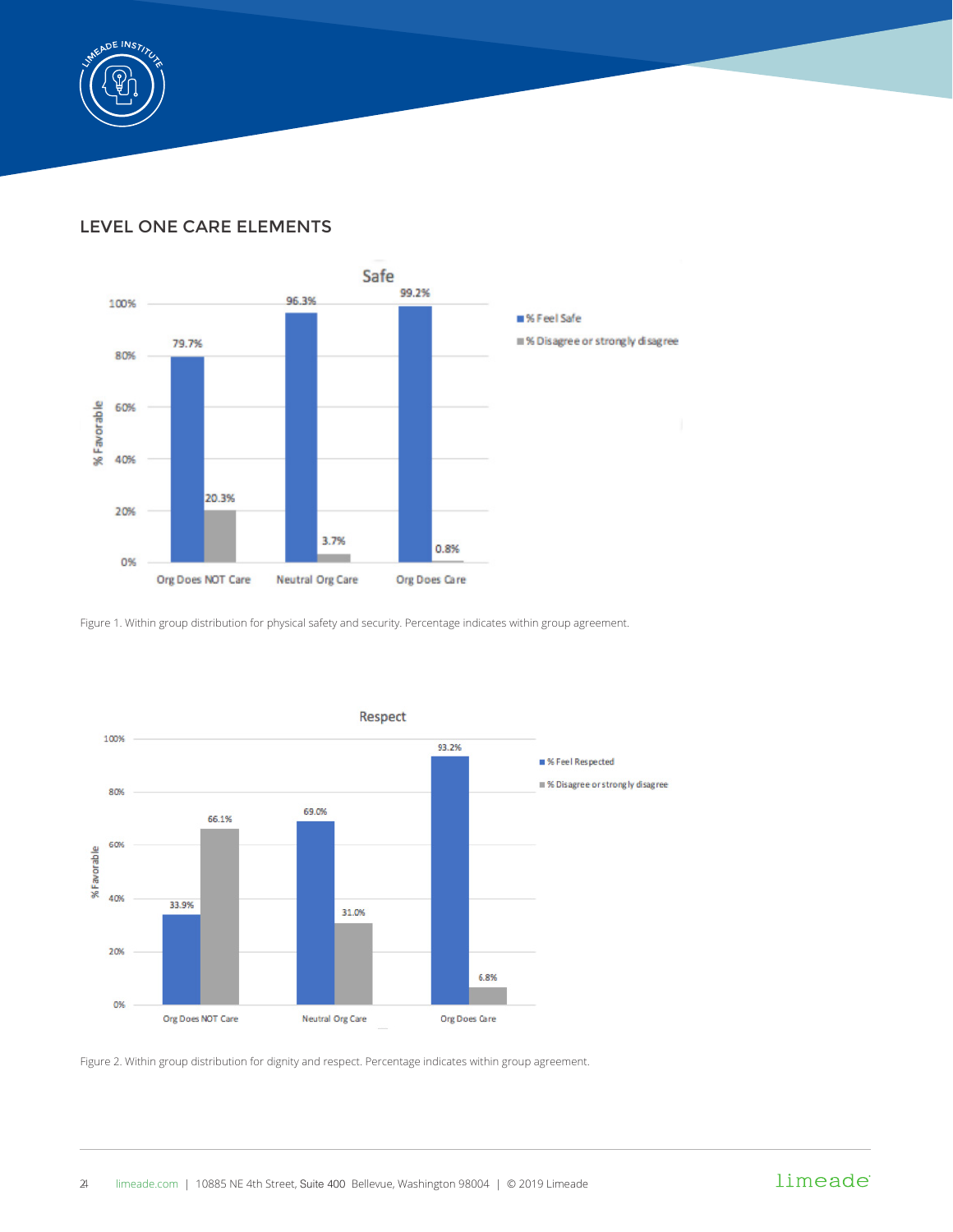## LEVEL ONE CARE ELEMENTS

Figure 1. Within group distribution for physical safety and security. Percentage indicates within group agreement.

Figure 2. Within group distribution for dignity and respect. Percentage indicates within group agreement.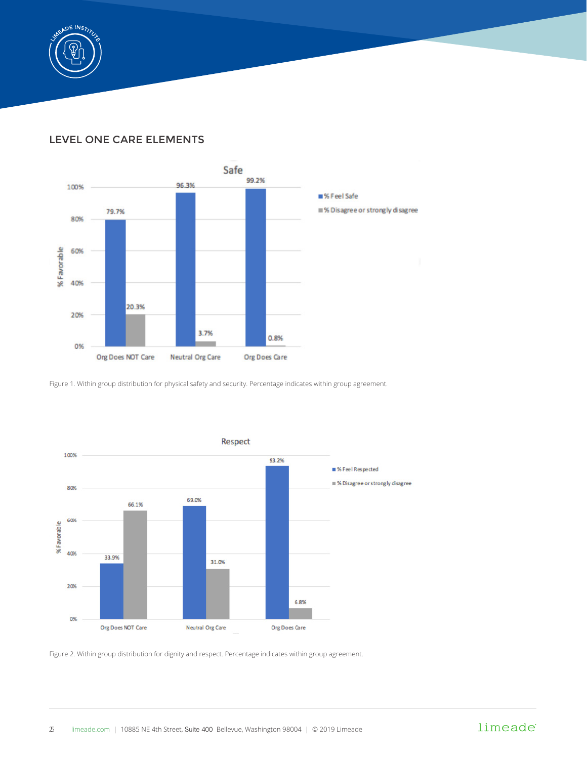## LEVEL ONE CARE ELEMENTS

**Safe**

| | % Feel Safe | % Disagree or strongly disagree |
|---|---|---|
| Org Does NOT Care | 79.7% | 20.3% |
| Neutral Org Care | 96.3% | 3.7% |
| Org Does Care | 99.2% | 0.8% |

Figure 1. Within group distribution for physical safety and security. Percentage indicates within group agreement.

**Respect**

| | % Feel Respected | % Disagree or strongly disagree |
|---|---|---|
| Org Does NOT Care | 33.9% | 66.1% |
| Neutral Org Care | 69.0% | 31.0% |
| Org Does Care | 93.2% | 6.8% |

Figure 2. Within group distribution for dignity and respect. Percentage indicates within group agreement.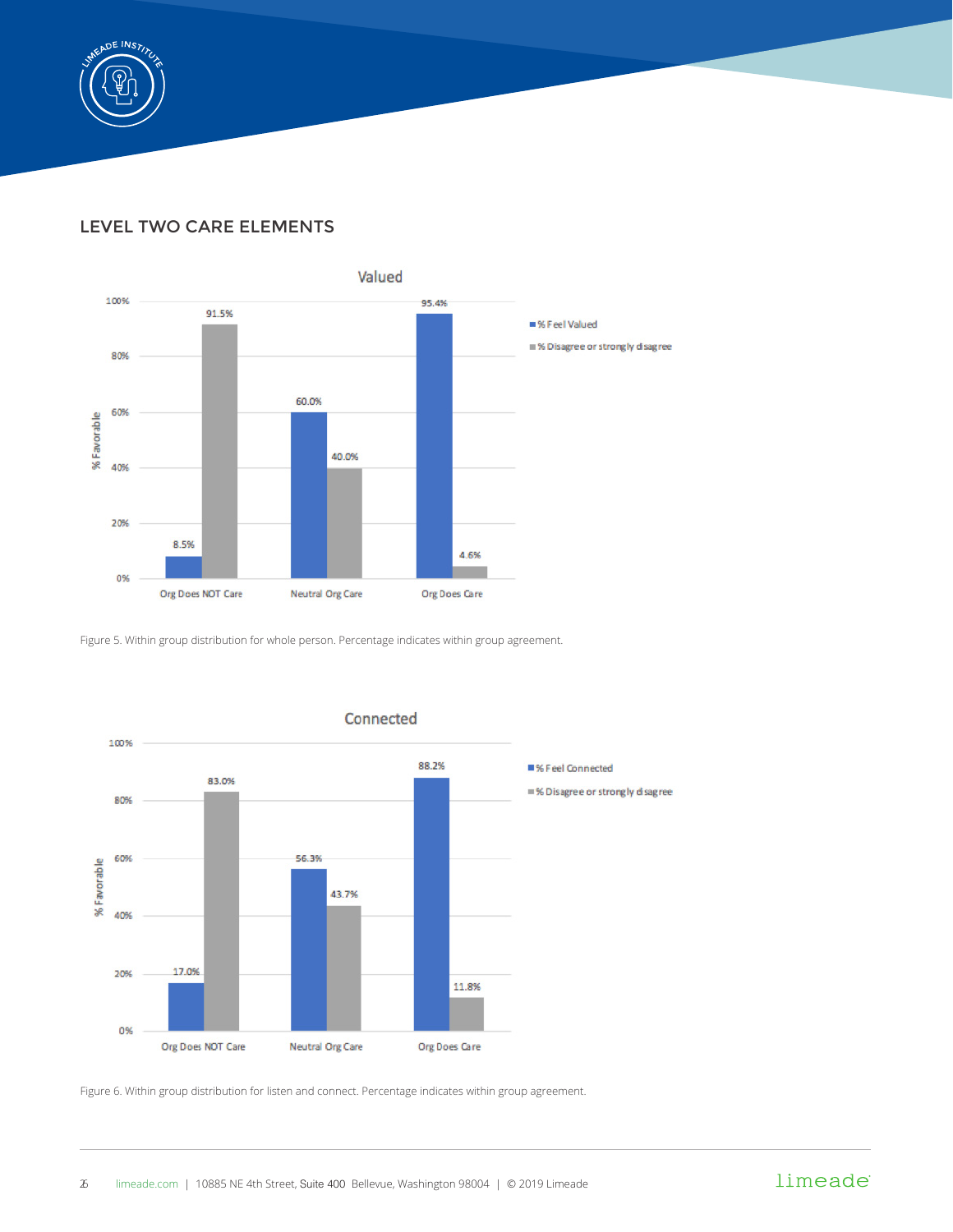## LEVEL TWO CARE ELEMENTS

Figure 5. Within group distribution for whole person. Percentage indicates within group agreement.

Figure 6. Within group distribution for listen and connect. Percentage indicates within group agreement.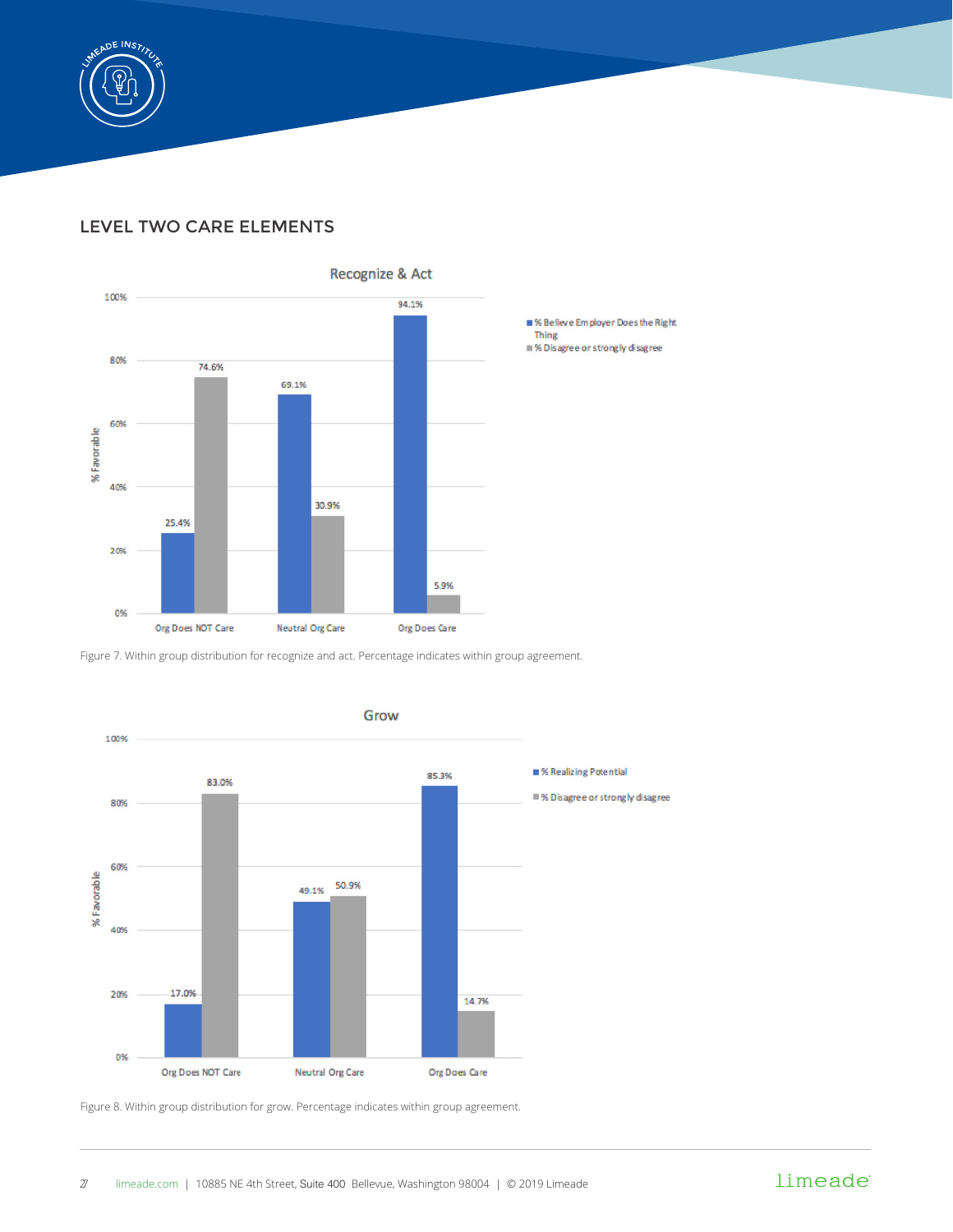## LEVEL TWO CARE ELEMENTS

**Recognize & Act**

| | % Believe Employer Does the Right Thing | % Disagree or strongly disagree |
|---|---|---|
| Org Does NOT Care | 25.4% | 74.6% |
| Neutral Org Care | 69.1% | 30.9% |
| Org Does Care | 94.1% | 5.9% |

Figure 7. Within group distribution for recognize and act. Percentage indicates within group agreement.

**Grow**

| | % Realizing Potential | % Disagree or strongly disagree |
|---|---|---|
| Org Does NOT Care | 17.0% | 83.0% |
| Neutral Org Care | 49.1% | 50.9% |
| Org Does Care | 85.3% | 14.7% |

Figure 8. Within group distribution for grow. Percentage indicates within group agreement.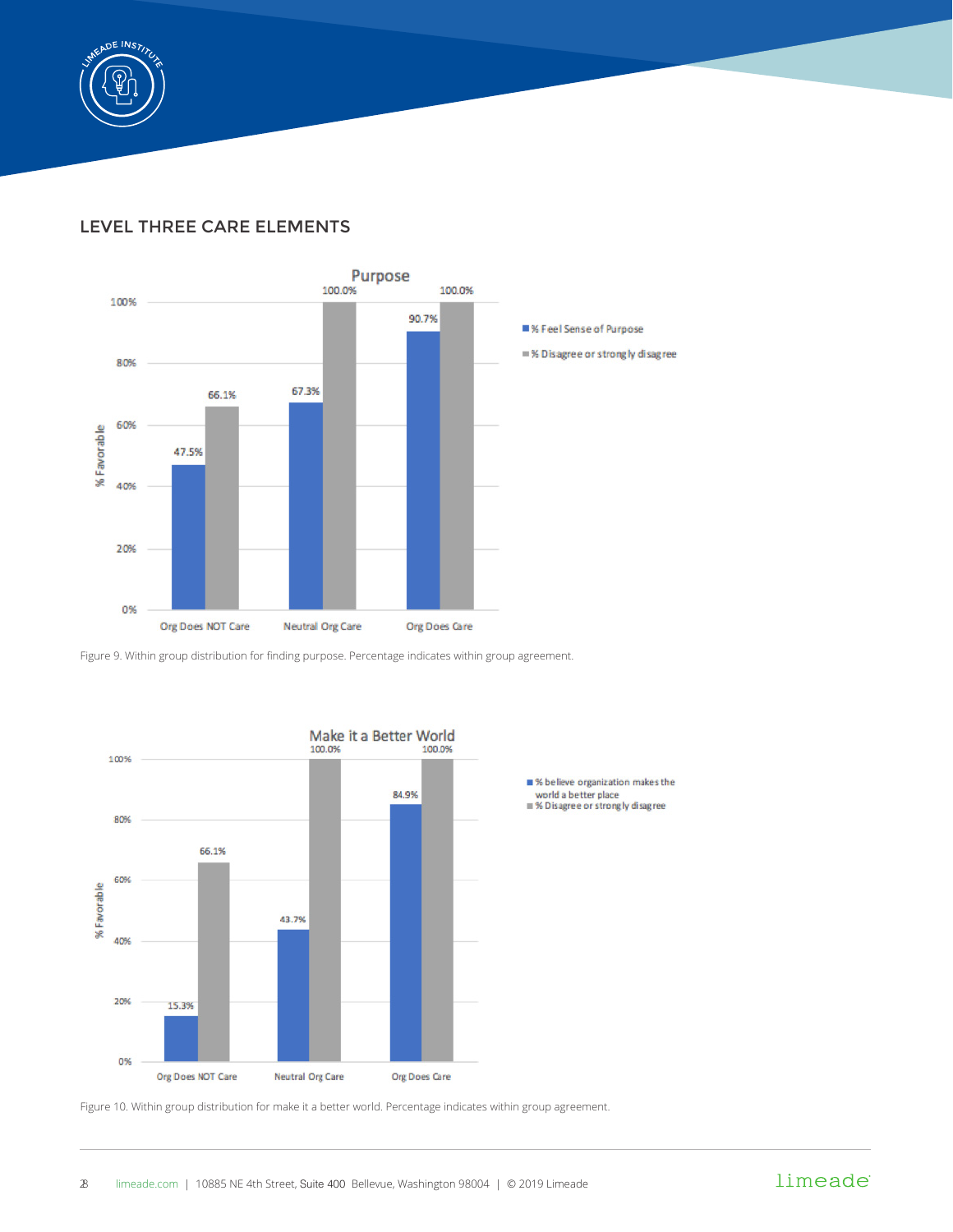## LEVEL THREE CARE ELEMENTS

**Purpose**

| | % Feel Sense of Purpose | % Disagree or strongly disagree |
|---|---|---|
| Org Does NOT Care | 47.5% | 66.1% |
| Neutral Org Care | 67.3% | 100.0% |
| Org Does Care | 90.7% | 100.0% |

Figure 9. Within group distribution for finding purpose. Percentage indicates within group agreement.

**Make it a Better World**

| | % believe organization makes the world a better place | % Disagree or strongly disagree |
|---|---|---|
| Org Does NOT Care | 15.3% | 66.1% |
| Neutral Org Care | 43.7% | 100.0% |
| Org Does Care | 84.9% | 100.0% |

Figure 10. Within group distribution for make it a better world. Percentage indicates within group agreement.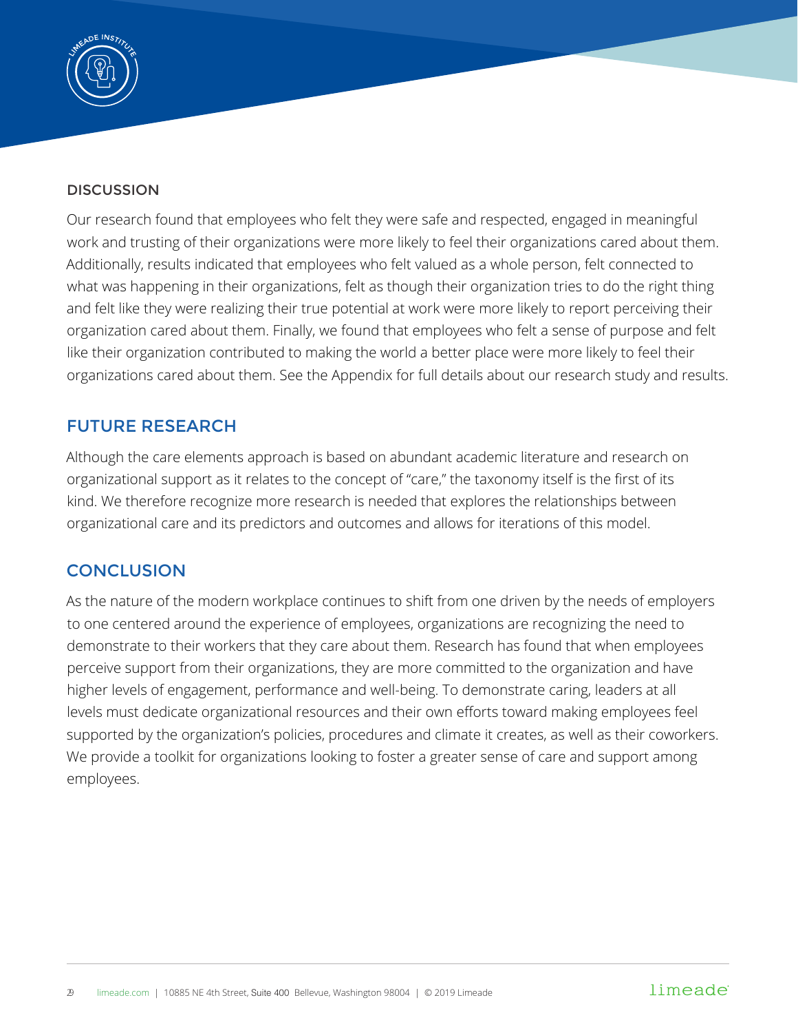## DISCUSSION

Our research found that employees who felt they were safe and respected, engaged in meaningful work and trusting of their organizations were more likely to feel their organizations cared about them. Additionally, results indicated that employees who felt valued as a whole person, felt connected to what was happening in their organizations, felt as though their organization tries to do the right thing and felt like they were realizing their true potential at work were more likely to report perceiving their organization cared about them. Finally, we found that employees who felt a sense of purpose and felt like their organization contributed to making the world a better place were more likely to feel their organizations cared about them. See the Appendix for full details about our research study and results.

## FUTURE RESEARCH

Although the care elements approach is based on abundant academic literature and research on organizational support as it relates to the concept of "care," the taxonomy itself is the first of its kind. We therefore recognize more research is needed that explores the relationships between organizational care and its predictors and outcomes and allows for iterations of this model.

## CONCLUSION

As the nature of the modern workplace continues to shift from one driven by the needs of employers to one centered around the experience of employees, organizations are recognizing the need to demonstrate to their workers that they care about them. Research has found that when employees perceive support from their organizations, they are more committed to the organization and have higher levels of engagement, performance and well-being. To demonstrate caring, leaders at all levels must dedicate organizational resources and their own efforts toward making employees feel supported by the organization's policies, procedures and climate it creates, as well as their coworkers. We provide a toolkit for organizations looking to foster a greater sense of care and support among employees.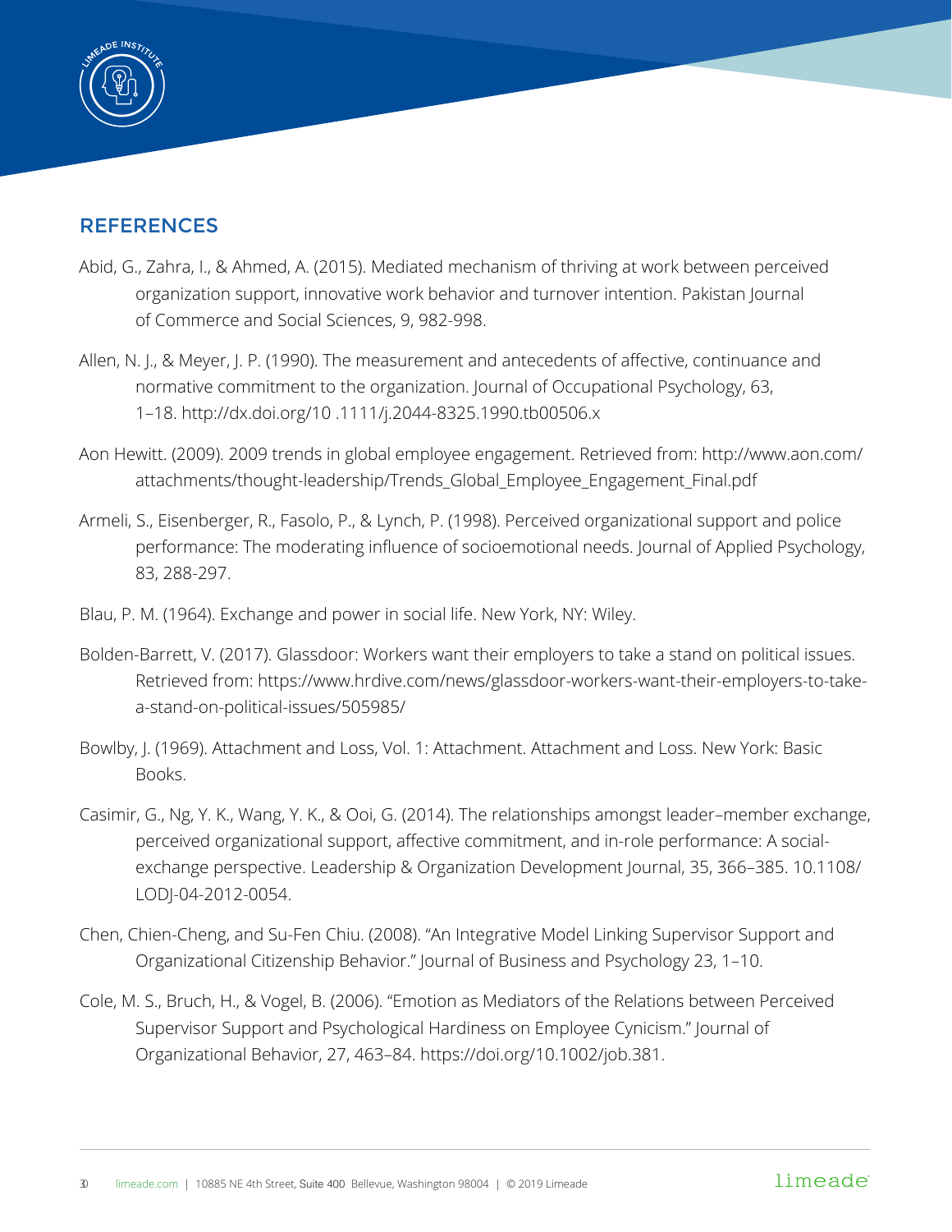## REFERENCES

Abid, G., Zahra, I., & Ahmed, A. (2015). Mediated mechanism of thriving at work between perceived organization support, innovative work behavior and turnover intention. Pakistan Journal of Commerce and Social Sciences, 9, 982-998.

Allen, N. J., & Meyer, J. P. (1990). The measurement and antecedents of affective, continuance and normative commitment to the organization. Journal of Occupational Psychology, 63, 1–18. http://dx.doi.org/10 .1111/j.2044-8325.1990.tb00506.x

Aon Hewitt. (2009). 2009 trends in global employee engagement. Retrieved from: http://www.aon.com/attachments/thought-leadership/Trends_Global_Employee_Engagement_Final.pdf

Armeli, S., Eisenberger, R., Fasolo, P., & Lynch, P. (1998). Perceived organizational support and police performance: The moderating influence of socioemotional needs. Journal of Applied Psychology, 83, 288-297.

Blau, P. M. (1964). Exchange and power in social life. New York, NY: Wiley.

Bolden-Barrett, V. (2017). Glassdoor: Workers want their employers to take a stand on political issues. Retrieved from: https://www.hrdive.com/news/glassdoor-workers-want-their-employers-to-take-a-stand-on-political-issues/505985/

Bowlby, J. (1969). Attachment and Loss, Vol. 1: Attachment. Attachment and Loss. New York: Basic Books.

Casimir, G., Ng, Y. K., Wang, Y. K., & Ooi, G. (2014). The relationships amongst leader–member exchange, perceived organizational support, affective commitment, and in-role performance: A social-exchange perspective. Leadership & Organization Development Journal, 35, 366–385. 10.1108/LODJ-04-2012-0054.

Chen, Chien-Cheng, and Su-Fen Chiu. (2008). "An Integrative Model Linking Supervisor Support and Organizational Citizenship Behavior." Journal of Business and Psychology 23, 1–10.

Cole, M. S., Bruch, H., & Vogel, B. (2006). "Emotion as Mediators of the Relations between Perceived Supervisor Support and Psychological Hardiness on Employee Cynicism." Journal of Organizational Behavior, 27, 463–84. https://doi.org/10.1002/job.381.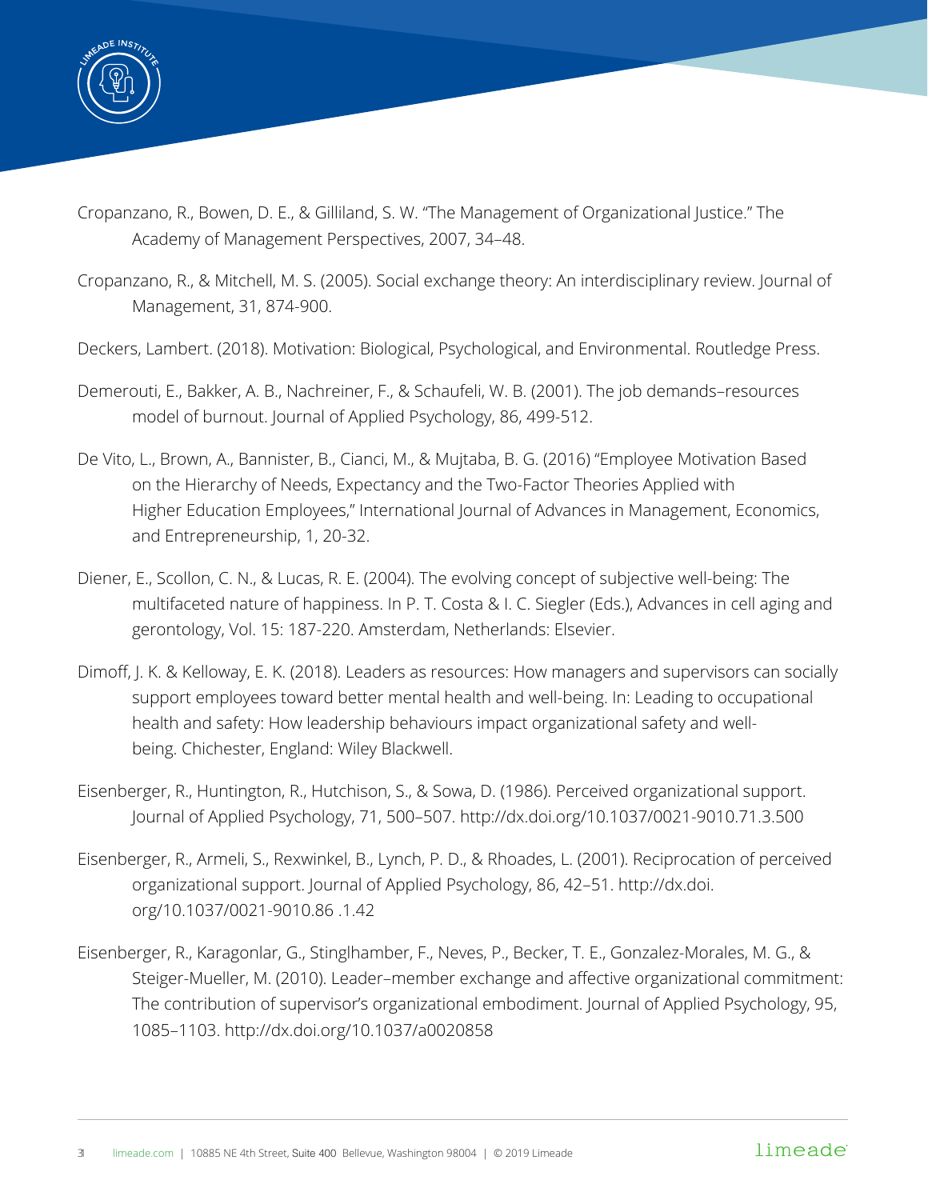Cropanzano, R., Bowen, D. E., & Gilliland, S. W. "The Management of Organizational Justice." The Academy of Management Perspectives, 2007, 34–48.

Cropanzano, R., & Mitchell, M. S. (2005). Social exchange theory: An interdisciplinary review. Journal of Management, 31, 874-900.

Deckers, Lambert. (2018). Motivation: Biological, Psychological, and Environmental. Routledge Press.

Demerouti, E., Bakker, A. B., Nachreiner, F., & Schaufeli, W. B. (2001). The job demands–resources model of burnout. Journal of Applied Psychology, 86, 499-512.

De Vito, L., Brown, A., Bannister, B., Cianci, M., & Mujtaba, B. G. (2016) "Employee Motivation Based on the Hierarchy of Needs, Expectancy and the Two-Factor Theories Applied with Higher Education Employees," International Journal of Advances in Management, Economics, and Entrepreneurship, 1, 20-32.

Diener, E., Scollon, C. N., & Lucas, R. E. (2004). The evolving concept of subjective well-being: The multifaceted nature of happiness. In P. T. Costa & I. C. Siegler (Eds.), Advances in cell aging and gerontology, Vol. 15: 187-220. Amsterdam, Netherlands: Elsevier.

Dimoff, J. K. & Kelloway, E. K. (2018). Leaders as resources: How managers and supervisors can socially support employees toward better mental health and well-being. In: Leading to occupational health and safety: How leadership behaviours impact organizational safety and well-being. Chichester, England: Wiley Blackwell.

Eisenberger, R., Huntington, R., Hutchison, S., & Sowa, D. (1986). Perceived organizational support. Journal of Applied Psychology, 71, 500–507. http://dx.doi.org/10.1037/0021-9010.71.3.500

Eisenberger, R., Armeli, S., Rexwinkel, B., Lynch, P. D., & Rhoades, L. (2001). Reciprocation of perceived organizational support. Journal of Applied Psychology, 86, 42–51. http://dx.doi.org/10.1037/0021-9010.86 .1.42

Eisenberger, R., Karagonlar, G., Stinglhamber, F., Neves, P., Becker, T. E., Gonzalez-Morales, M. G., & Steiger-Mueller, M. (2010). Leader–member exchange and affective organizational commitment: The contribution of supervisor's organizational embodiment. Journal of Applied Psychology, 95, 1085–1103. http://dx.doi.org/10.1037/a0020858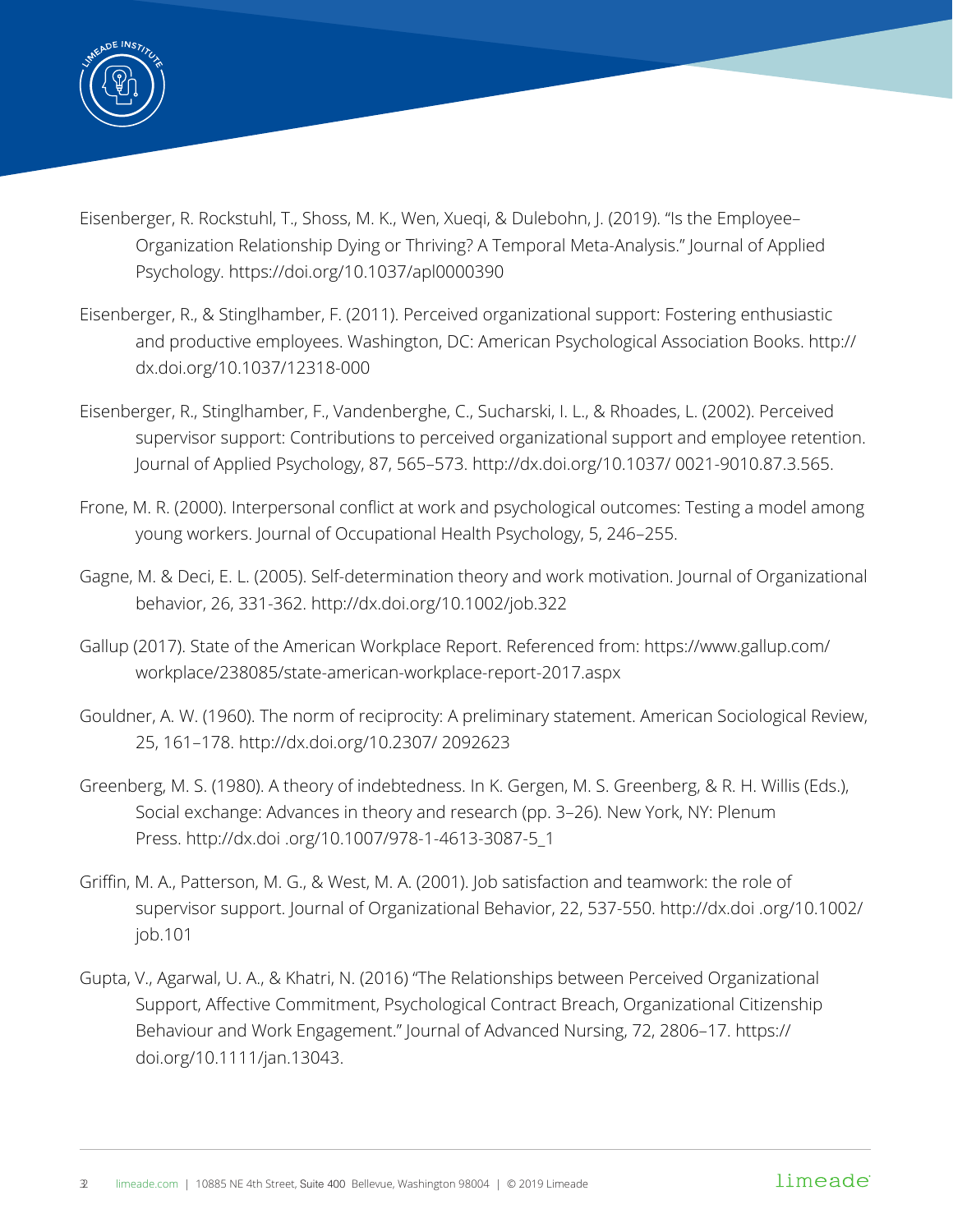Eisenberger, R. Rockstuhl, T., Shoss, M. K., Wen, Xueqi, & Dulebohn, J. (2019). "Is the Employee–Organization Relationship Dying or Thriving? A Temporal Meta-Analysis." Journal of Applied Psychology. https://doi.org/10.1037/apl0000390

Eisenberger, R., & Stinglhamber, F. (2011). Perceived organizational support: Fostering enthusiastic and productive employees. Washington, DC: American Psychological Association Books. http://dx.doi.org/10.1037/12318-000

Eisenberger, R., Stinglhamber, F., Vandenberghe, C., Sucharski, I. L., & Rhoades, L. (2002). Perceived supervisor support: Contributions to perceived organizational support and employee retention. Journal of Applied Psychology, 87, 565–573. http://dx.doi.org/10.1037/ 0021-9010.87.3.565.

Frone, M. R. (2000). Interpersonal conflict at work and psychological outcomes: Testing a model among young workers. Journal of Occupational Health Psychology, 5, 246–255.

Gagne, M. & Deci, E. L. (2005). Self-determination theory and work motivation. Journal of Organizational behavior, 26, 331-362. http://dx.doi.org/10.1002/job.322

Gallup (2017). State of the American Workplace Report. Referenced from: https://www.gallup.com/workplace/238085/state-american-workplace-report-2017.aspx

Gouldner, A. W. (1960). The norm of reciprocity: A preliminary statement. American Sociological Review, 25, 161–178. http://dx.doi.org/10.2307/ 2092623

Greenberg, M. S. (1980). A theory of indebtedness. In K. Gergen, M. S. Greenberg, & R. H. Willis (Eds.), Social exchange: Advances in theory and research (pp. 3–26). New York, NY: Plenum Press. http://dx.doi .org/10.1007/978-1-4613-3087-5_1

Griffin, M. A., Patterson, M. G., & West, M. A. (2001). Job satisfaction and teamwork: the role of supervisor support. Journal of Organizational Behavior, 22, 537-550. http://dx.doi .org/10.1002/job.101

Gupta, V., Agarwal, U. A., & Khatri, N. (2016) "The Relationships between Perceived Organizational Support, Affective Commitment, Psychological Contract Breach, Organizational Citizenship Behaviour and Work Engagement." Journal of Advanced Nursing, 72, 2806–17. https://doi.org/10.1111/jan.13043.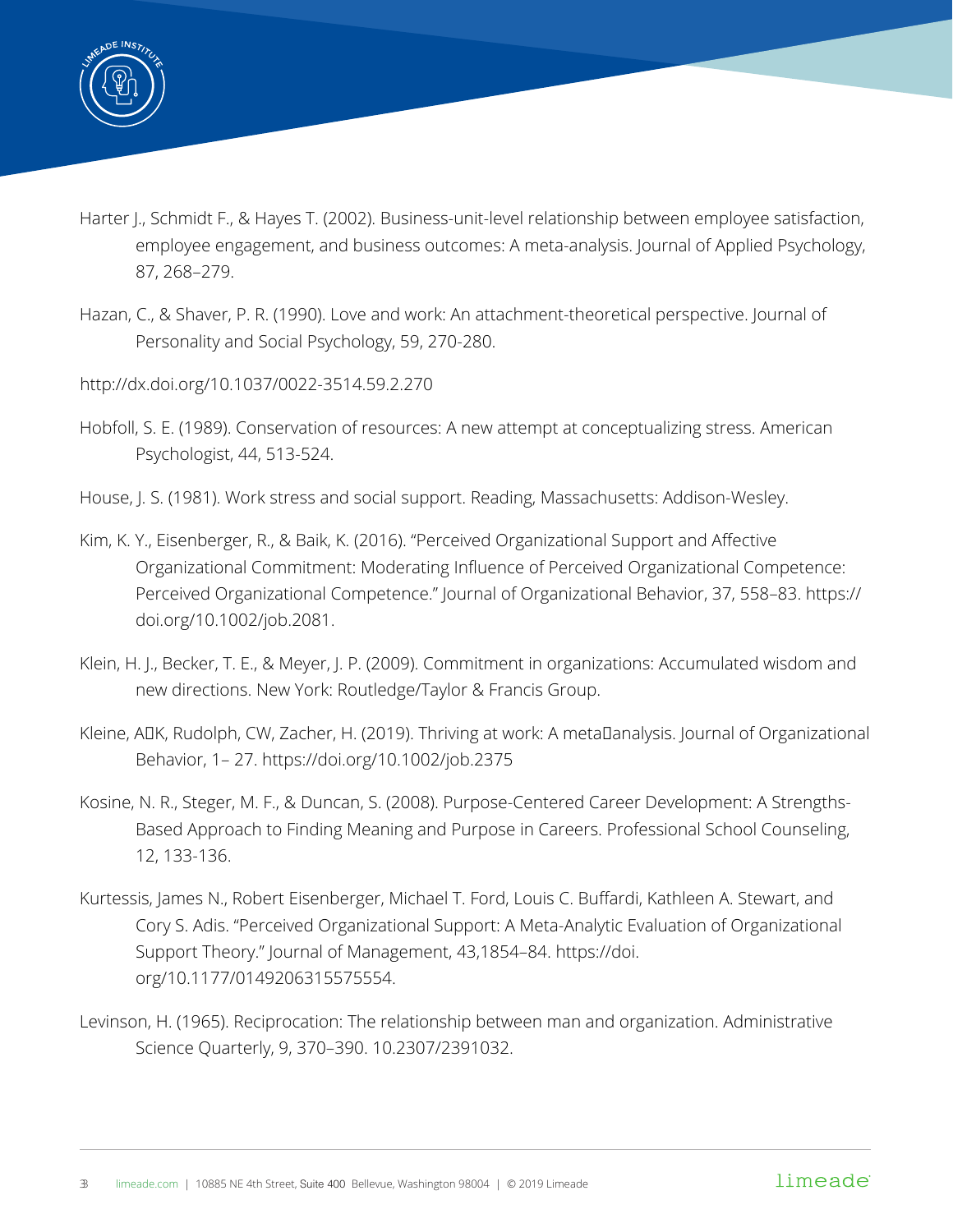Harter J., Schmidt F., & Hayes T. (2002). Business-unit-level relationship between employee satisfaction, employee engagement, and business outcomes: A meta-analysis. Journal of Applied Psychology, 87, 268–279.

Hazan, C., & Shaver, P. R. (1990). Love and work: An attachment-theoretical perspective. Journal of Personality and Social Psychology, 59, 270-280.

http://dx.doi.org/10.1037/0022-3514.59.2.270

Hobfoll, S. E. (1989). Conservation of resources: A new attempt at conceptualizing stress. American Psychologist, 44, 513-524.

House, J. S. (1981). Work stress and social support. Reading, Massachusetts: Addison-Wesley.

Kim, K. Y., Eisenberger, R., & Baik, K. (2016). "Perceived Organizational Support and Affective Organizational Commitment: Moderating Influence of Perceived Organizational Competence: Perceived Organizational Competence." Journal of Organizational Behavior, 37, 558–83. https://doi.org/10.1002/job.2081.

Klein, H. J., Becker, T. E., & Meyer, J. P. (2009). Commitment in organizations: Accumulated wisdom and new directions. New York: Routledge/Taylor & Francis Group.

Kleine, A�K, Rudolph, CW, Zacher, H. (2019). Thriving at work: A meta�analysis. Journal of Organizational Behavior, 1– 27. https://doi.org/10.1002/job.2375

Kosine, N. R., Steger, M. F., & Duncan, S. (2008). Purpose-Centered Career Development: A Strengths-Based Approach to Finding Meaning and Purpose in Careers. Professional School Counseling, 12, 133-136.

Kurtessis, James N., Robert Eisenberger, Michael T. Ford, Louis C. Buffardi, Kathleen A. Stewart, and Cory S. Adis. "Perceived Organizational Support: A Meta-Analytic Evaluation of Organizational Support Theory." Journal of Management, 43,1854–84. https://doi.org/10.1177/0149206315575554.

Levinson, H. (1965). Reciprocation: The relationship between man and organization. Administrative Science Quarterly, 9, 370–390. 10.2307/2391032.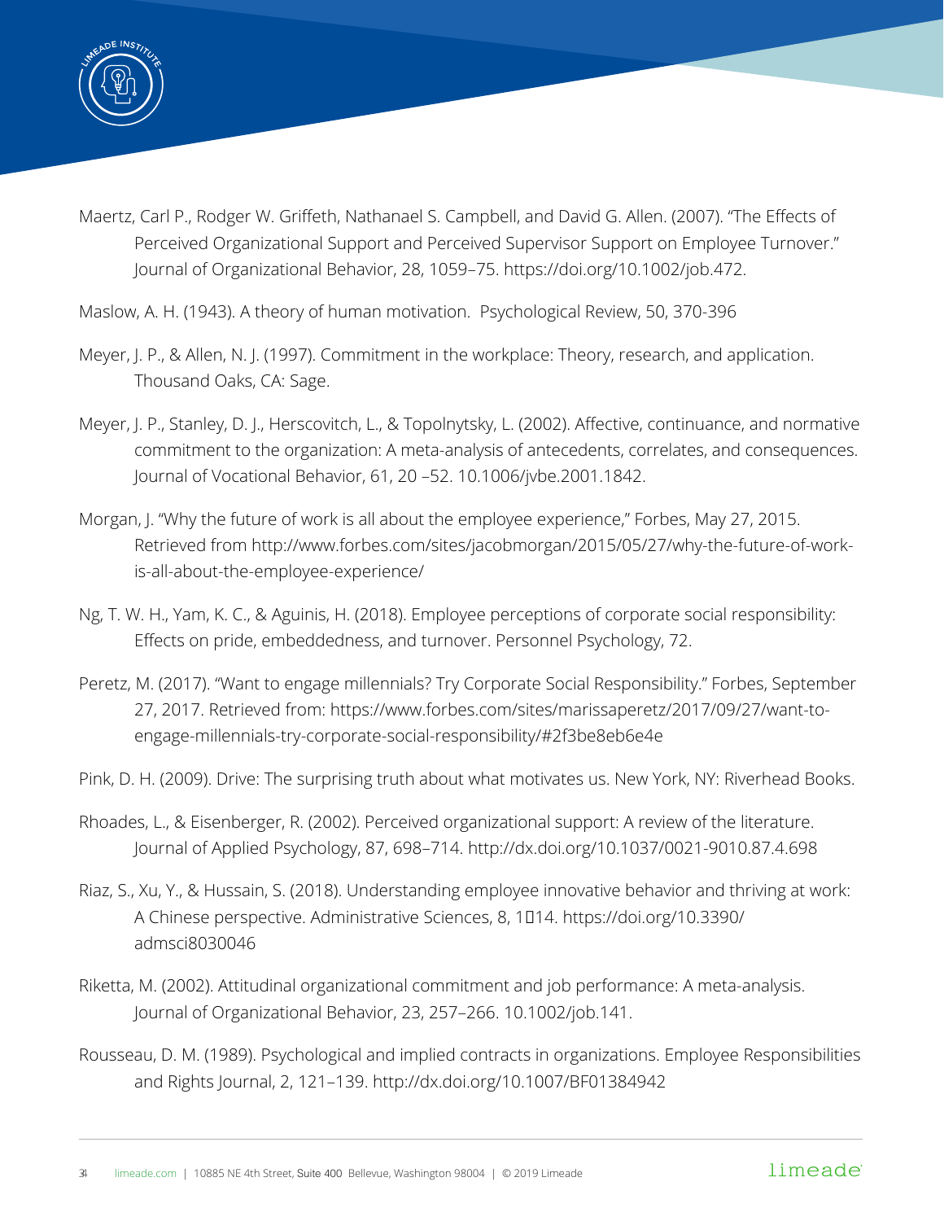Maertz, Carl P., Rodger W. Griffeth, Nathanael S. Campbell, and David G. Allen. (2007). "The Effects of Perceived Organizational Support and Perceived Supervisor Support on Employee Turnover." Journal of Organizational Behavior, 28, 1059–75. https://doi.org/10.1002/job.472.

Maslow, A. H. (1943). A theory of human motivation. Psychological Review, 50, 370-396

Meyer, J. P., & Allen, N. J. (1997). Commitment in the workplace: Theory, research, and application. Thousand Oaks, CA: Sage.

Meyer, J. P., Stanley, D. J., Herscovitch, L., & Topolnytsky, L. (2002). Affective, continuance, and normative commitment to the organization: A meta-analysis of antecedents, correlates, and consequences. Journal of Vocational Behavior, 61, 20 –52. 10.1006/jvbe.2001.1842.

Morgan, J. "Why the future of work is all about the employee experience," Forbes, May 27, 2015. Retrieved from http://www.forbes.com/sites/jacobmorgan/2015/05/27/why-the-future-of-work-is-all-about-the-employee-experience/

Ng, T. W. H., Yam, K. C., & Aguinis, H. (2018). Employee perceptions of corporate social responsibility: Effects on pride, embeddedness, and turnover. Personnel Psychology, 72.

Peretz, M. (2017). "Want to engage millennials? Try Corporate Social Responsibility." Forbes, September 27, 2017. Retrieved from: https://www.forbes.com/sites/marissaperetz/2017/09/27/want-to-engage-millennials-try-corporate-social-responsibility/#2f3be8eb6e4e

Pink, D. H. (2009). Drive: The surprising truth about what motivates us. New York, NY: Riverhead Books.

Rhoades, L., & Eisenberger, R. (2002). Perceived organizational support: A review of the literature. Journal of Applied Psychology, 87, 698–714. http://dx.doi.org/10.1037/0021-9010.87.4.698

Riaz, S., Xu, Y., & Hussain, S. (2018). Understanding employee innovative behavior and thriving at work: A Chinese perspective. Administrative Sciences, 8, 1–14. https://doi.org/10.3390/admsci8030046

Riketta, M. (2002). Attitudinal organizational commitment and job performance: A meta-analysis. Journal of Organizational Behavior, 23, 257–266. 10.1002/job.141.

Rousseau, D. M. (1989). Psychological and implied contracts in organizations. Employee Responsibilities and Rights Journal, 2, 121–139. http://dx.doi.org/10.1007/BF01384942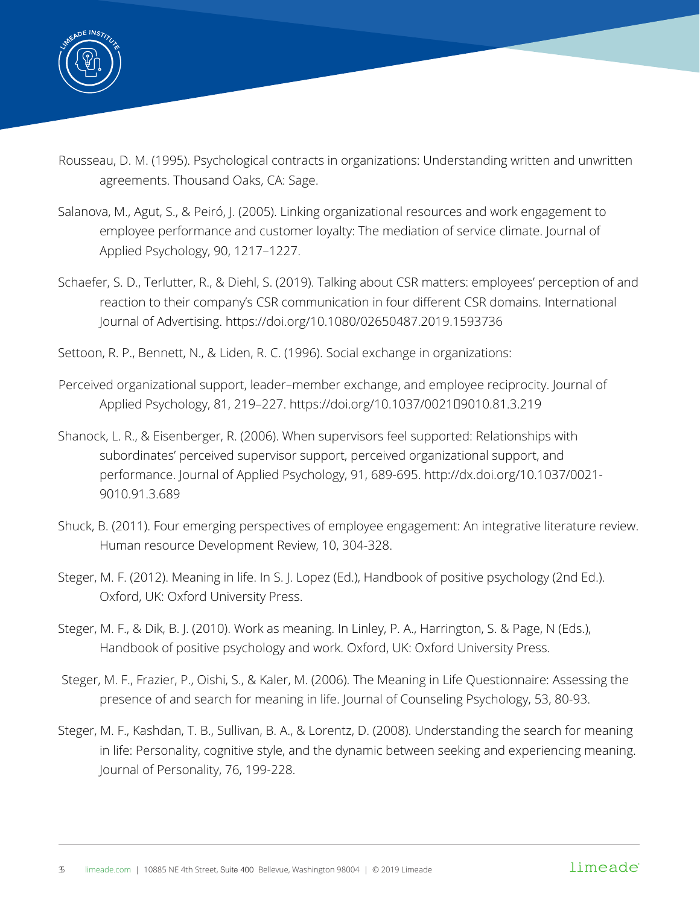Rousseau, D. M. (1995). Psychological contracts in organizations: Understanding written and unwritten agreements. Thousand Oaks, CA: Sage.

Salanova, M., Agut, S., & Peiró, J. (2005). Linking organizational resources and work engagement to employee performance and customer loyalty: The mediation of service climate. Journal of Applied Psychology, 90, 1217–1227.

Schaefer, S. D., Terlutter, R., & Diehl, S. (2019). Talking about CSR matters: employees' perception of and reaction to their company's CSR communication in four different CSR domains. International Journal of Advertising. https://doi.org/10.1080/02650487.2019.1593736

Settoon, R. P., Bennett, N., & Liden, R. C. (1996). Social exchange in organizations:

Perceived organizational support, leader–member exchange, and employee reciprocity. Journal of Applied Psychology, 81, 219–227. https://doi.org/10.1037/0021‐9010.81.3.219

Shanock, L. R., & Eisenberger, R. (2006). When supervisors feel supported: Relationships with subordinates' perceived supervisor support, perceived organizational support, and performance. Journal of Applied Psychology, 91, 689-695. http://dx.doi.org/10.1037/0021-9010.91.3.689

Shuck, B. (2011). Four emerging perspectives of employee engagement: An integrative literature review. Human resource Development Review, 10, 304-328.

Steger, M. F. (2012). Meaning in life. In S. J. Lopez (Ed.), Handbook of positive psychology (2nd Ed.). Oxford, UK: Oxford University Press.

Steger, M. F., & Dik, B. J. (2010). Work as meaning. In Linley, P. A., Harrington, S. & Page, N (Eds.), Handbook of positive psychology and work. Oxford, UK: Oxford University Press.

Steger, M. F., Frazier, P., Oishi, S., & Kaler, M. (2006). The Meaning in Life Questionnaire: Assessing the presence of and search for meaning in life. Journal of Counseling Psychology, 53, 80-93.

Steger, M. F., Kashdan, T. B., Sullivan, B. A., & Lorentz, D. (2008). Understanding the search for meaning in life: Personality, cognitive style, and the dynamic between seeking and experiencing meaning. Journal of Personality, 76, 199-228.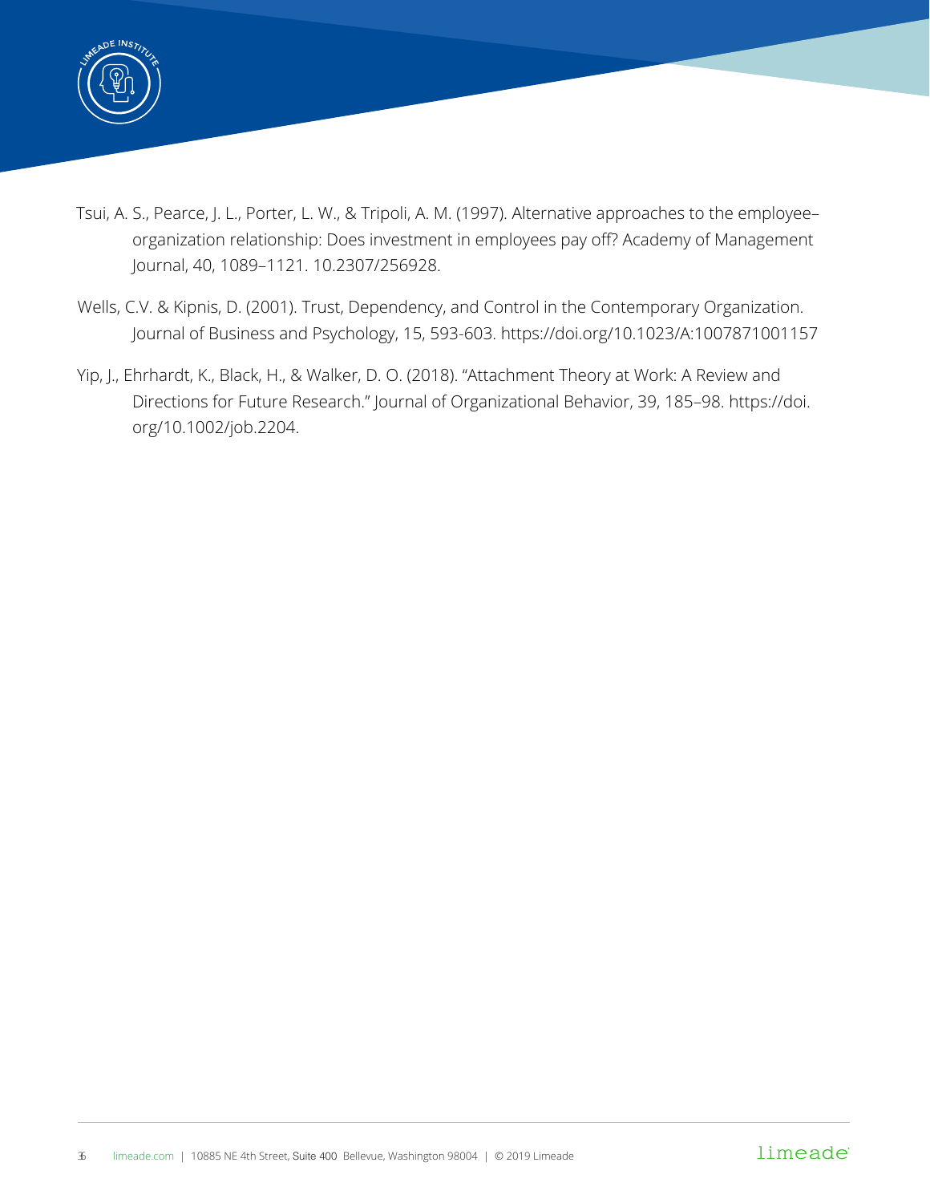Tsui, A. S., Pearce, J. L., Porter, L. W., & Tripoli, A. M. (1997). Alternative approaches to the employee–organization relationship: Does investment in employees pay off? Academy of Management Journal, 40, 1089–1121. 10.2307/256928.

Wells, C.V. & Kipnis, D. (2001). Trust, Dependency, and Control in the Contemporary Organization. Journal of Business and Psychology, 15, 593-603. https://doi.org/10.1023/A:1007871001157

Yip, J., Ehrhardt, K., Black, H., & Walker, D. O. (2018). "Attachment Theory at Work: A Review and Directions for Future Research." Journal of Organizational Behavior, 39, 185–98. https://doi.org/10.1002/job.2204.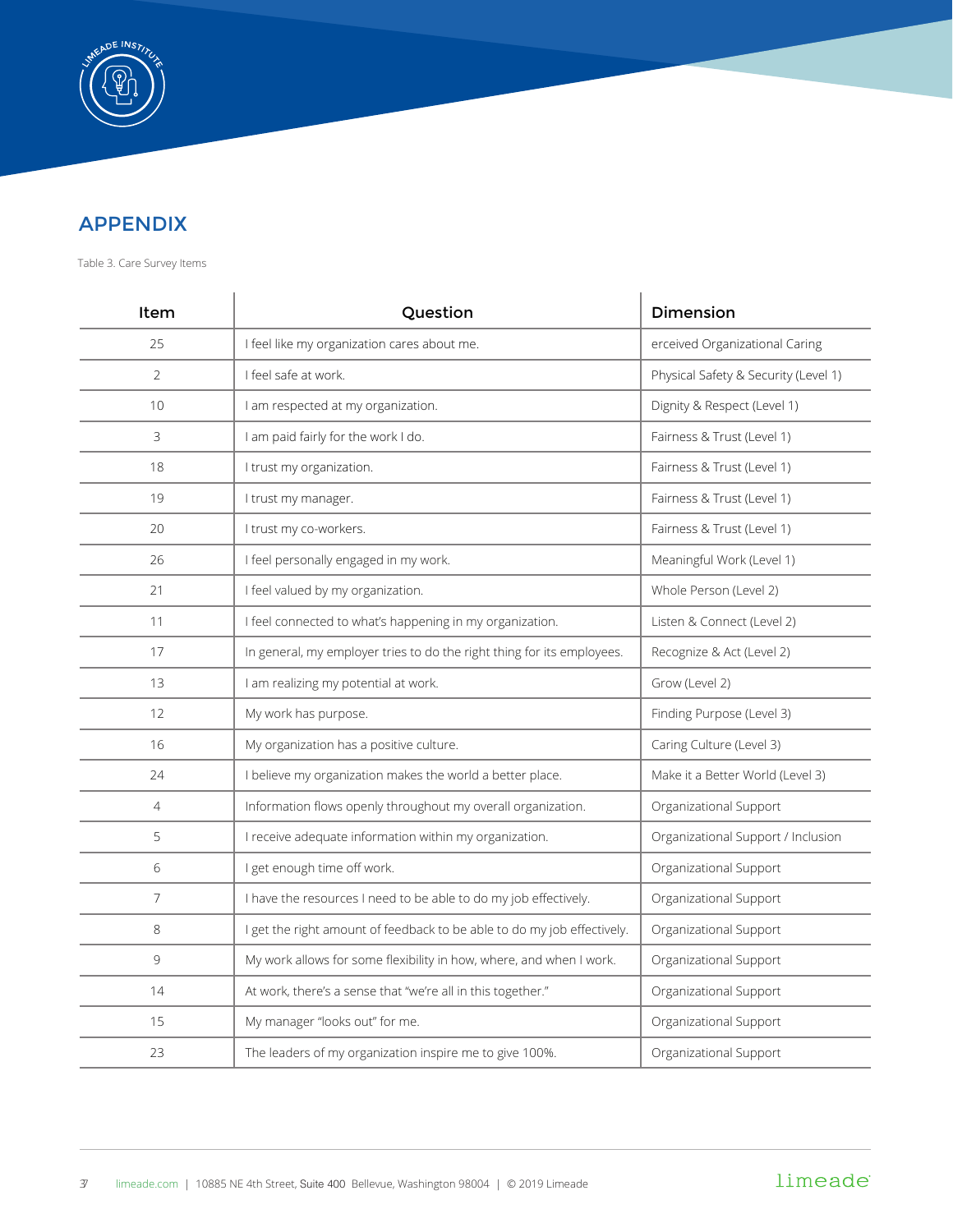## APPENDIX

Table 3. Care Survey Items

| Item | Question | Dimension |
|---|---|---|
| 25 | I feel like my organization cares about me. | erceived Organizational Caring |
| 2 | I feel safe at work. | Physical Safety & Security (Level 1) |
| 10 | I am respected at my organization. | Dignity & Respect (Level 1) |
| 3 | I am paid fairly for the work I do. | Fairness & Trust (Level 1) |
| 18 | I trust my organization. | Fairness & Trust (Level 1) |
| 19 | I trust my manager. | Fairness & Trust (Level 1) |
| 20 | I trust my co-workers. | Fairness & Trust (Level 1) |
| 26 | I feel personally engaged in my work. | Meaningful Work (Level 1) |
| 21 | I feel valued by my organization. | Whole Person (Level 2) |
| 11 | I feel connected to what's happening in my organization. | Listen & Connect (Level 2) |
| 17 | In general, my employer tries to do the right thing for its employees. | Recognize & Act (Level 2) |
| 13 | I am realizing my potential at work. | Grow (Level 2) |
| 12 | My work has purpose. | Finding Purpose (Level 3) |
| 16 | My organization has a positive culture. | Caring Culture (Level 3) |
| 24 | I believe my organization makes the world a better place. | Make it a Better World (Level 3) |
| 4 | Information flows openly throughout my overall organization. | Organizational Support |
| 5 | I receive adequate information within my organization. | Organizational Support / Inclusion |
| 6 | I get enough time off work. | Organizational Support |
| 7 | I have the resources I need to be able to do my job effectively. | Organizational Support |
| 8 | I get the right amount of feedback to be able to do my job effectively. | Organizational Support |
| 9 | My work allows for some flexibility in how, where, and when I work. | Organizational Support |
| 14 | At work, there's a sense that "we're all in this together." | Organizational Support |
| 15 | My manager "looks out" for me. | Organizational Support |
| 23 | The leaders of my organization inspire me to give 100%. | Organizational Support |